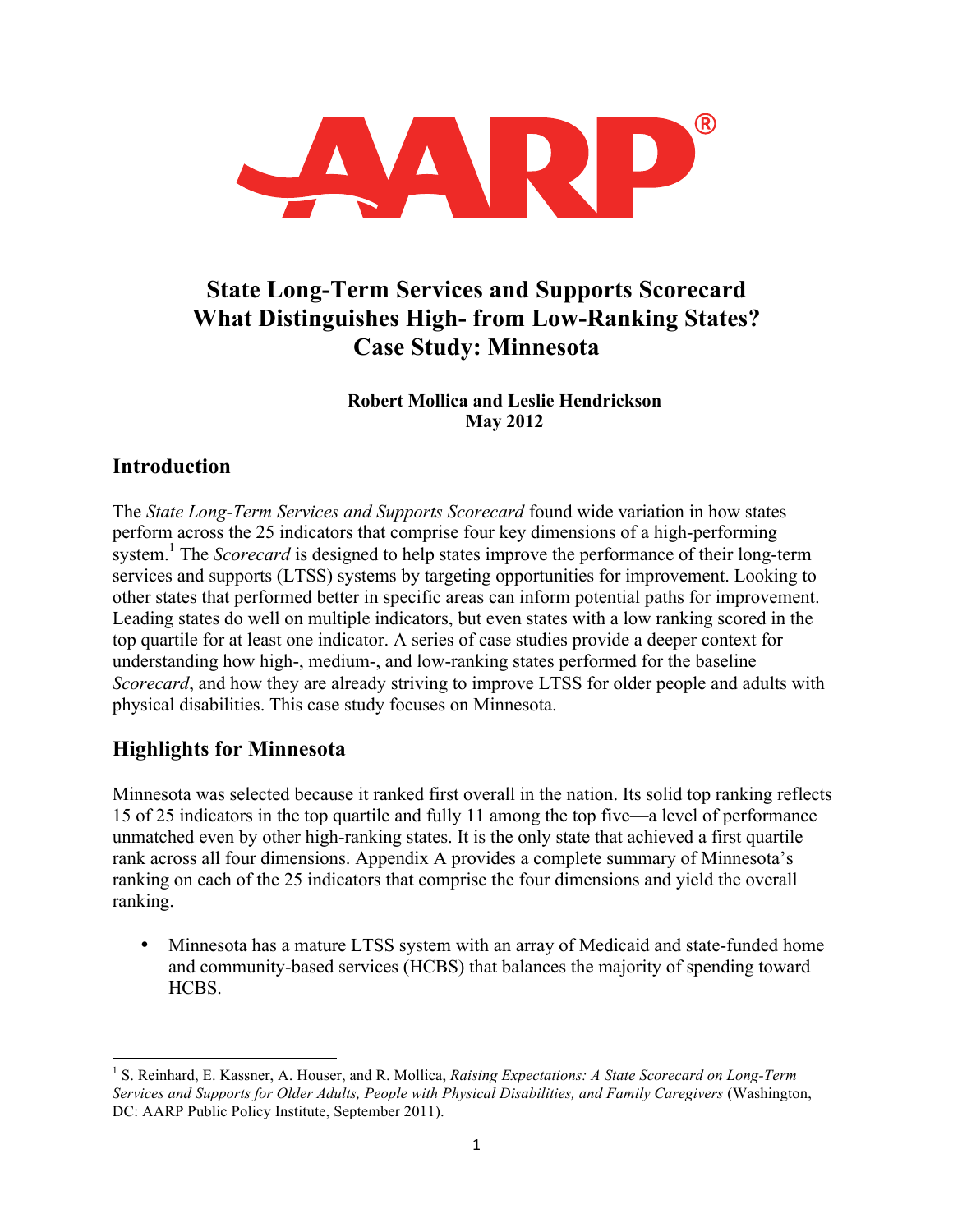# State Long-Term Services and Supports Scorecard
# What Distinguishes High- from Low-Ranking States?
# Case Study: Minnesota

**Robert Mollica and Leslie Hendrickson**
**May 2012**

## Introduction

The *State Long-Term Services and Supports Scorecard* found wide variation in how states perform across the 25 indicators that comprise four key dimensions of a high-performing system.[1] The *Scorecard* is designed to help states improve the performance of their long-term services and supports (LTSS) systems by targeting opportunities for improvement. Looking to other states that performed better in specific areas can inform potential paths for improvement. Leading states do well on multiple indicators, but even states with a low ranking scored in the top quartile for at least one indicator. A series of case studies provide a deeper context for understanding how high-, medium-, and low-ranking states performed for the baseline *Scorecard*, and how they are already striving to improve LTSS for older people and adults with physical disabilities. This case study focuses on Minnesota.

## Highlights for Minnesota

Minnesota was selected because it ranked first overall in the nation. Its solid top ranking reflects 15 of 25 indicators in the top quartile and fully 11 among the top five—a level of performance unmatched even by other high-ranking states. It is the only state that achieved a first quartile rank across all four dimensions. Appendix A provides a complete summary of Minnesota's ranking on each of the 25 indicators that comprise the four dimensions and yield the overall ranking.

- Minnesota has a mature LTSS system with an array of Medicaid and state-funded home and community-based services (HCBS) that balances the majority of spending toward HCBS.

---

[1] S. Reinhard, E. Kassner, A. Houser, and R. Mollica, *Raising Expectations: A State Scorecard on Long-Term Services and Supports for Older Adults, People with Physical Disabilities, and Family Caregivers* (Washington, DC: AARP Public Policy Institute, September 2011).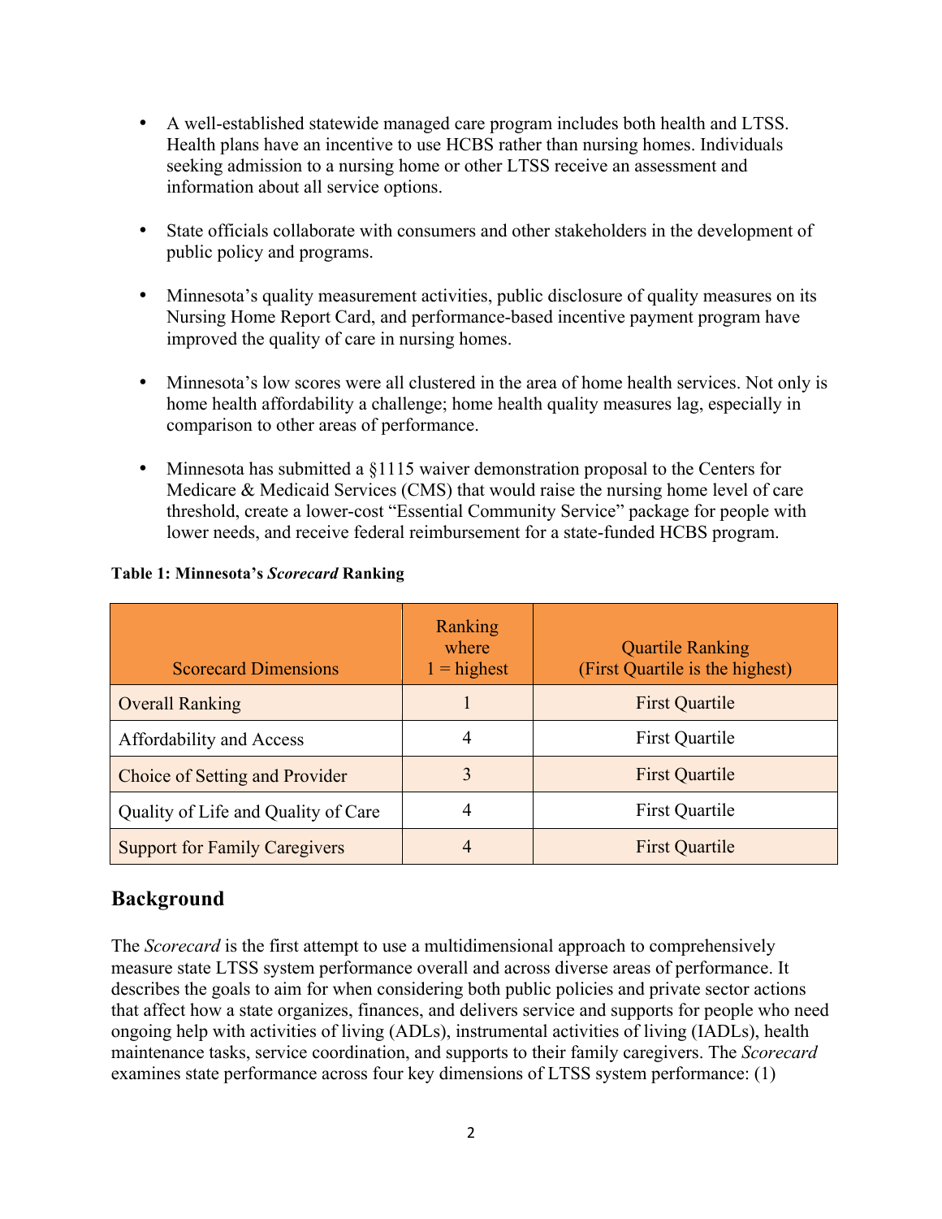- A well-established statewide managed care program includes both health and LTSS. Health plans have an incentive to use HCBS rather than nursing homes. Individuals seeking admission to a nursing home or other LTSS receive an assessment and information about all service options.

- State officials collaborate with consumers and other stakeholders in the development of public policy and programs.

- Minnesota's quality measurement activities, public disclosure of quality measures on its Nursing Home Report Card, and performance-based incentive payment program have improved the quality of care in nursing homes.

- Minnesota's low scores were all clustered in the area of home health services. Not only is home health affordability a challenge; home health quality measures lag, especially in comparison to other areas of performance.

- Minnesota has submitted a §1115 waiver demonstration proposal to the Centers for Medicare & Medicaid Services (CMS) that would raise the nursing home level of care threshold, create a lower-cost "Essential Community Service" package for people with lower needs, and receive federal reimbursement for a state-funded HCBS program.

**Table 1: Minnesota's *Scorecard* Ranking**

| Scorecard Dimensions | Ranking where 1 = highest | Quartile Ranking (First Quartile is the highest) |
|---|---|---|
| Overall Ranking | 1 | First Quartile |
| Affordability and Access | 4 | First Quartile |
| Choice of Setting and Provider | 3 | First Quartile |
| Quality of Life and Quality of Care | 4 | First Quartile |
| Support for Family Caregivers | 4 | First Quartile |

## Background

The *Scorecard* is the first attempt to use a multidimensional approach to comprehensively measure state LTSS system performance overall and across diverse areas of performance. It describes the goals to aim for when considering both public policies and private sector actions that affect how a state organizes, finances, and delivers service and supports for people who need ongoing help with activities of living (ADLs), instrumental activities of living (IADLs), health maintenance tasks, service coordination, and supports to their family caregivers. The *Scorecard* examines state performance across four key dimensions of LTSS system performance: (1)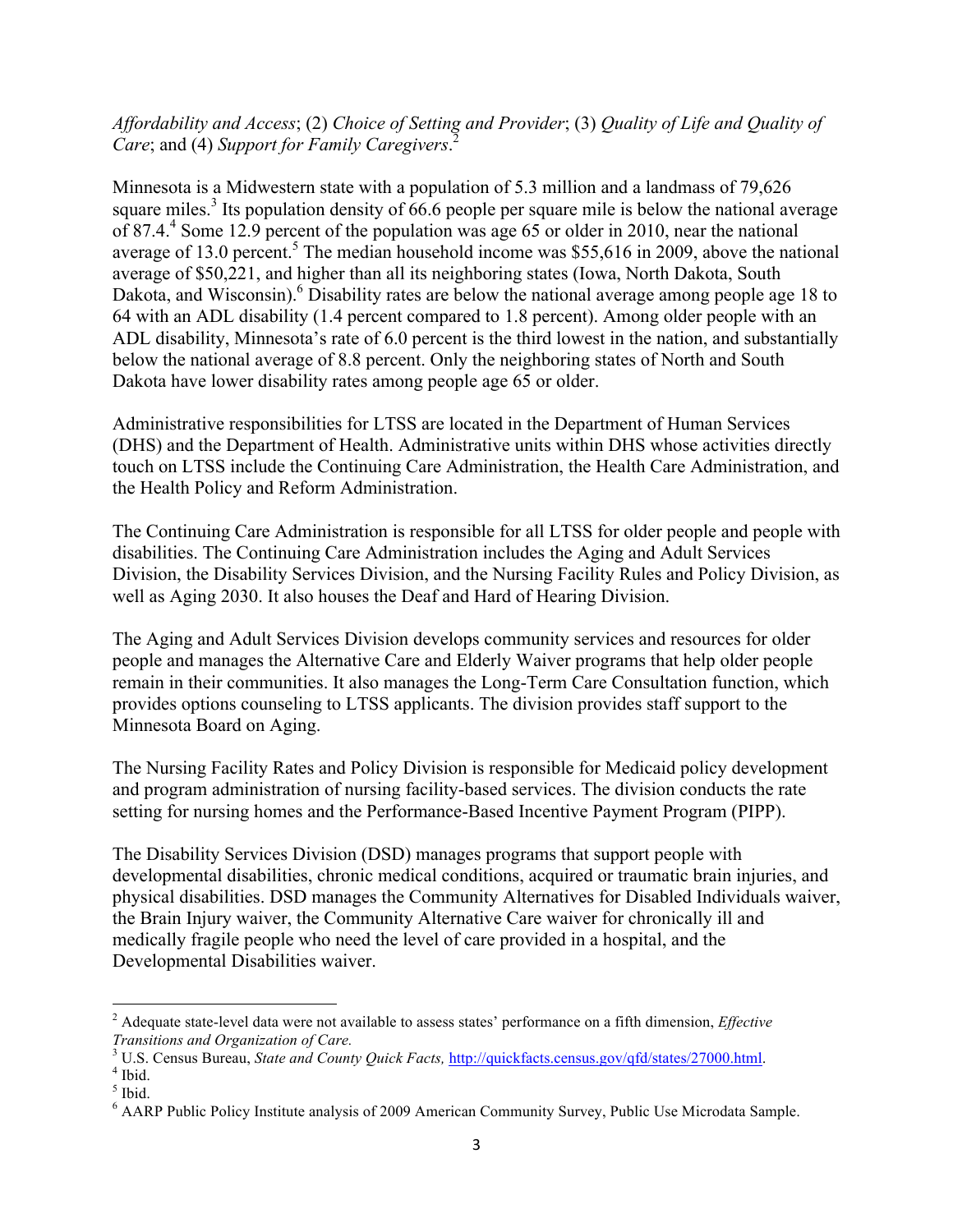*Affordability and Access*; (2) *Choice of Setting and Provider*; (3) *Quality of Life and Quality of Care*; and (4) *Support for Family Caregivers*.[2]

Minnesota is a Midwestern state with a population of 5.3 million and a landmass of 79,626 square miles.[3] Its population density of 66.6 people per square mile is below the national average of 87.4.[4] Some 12.9 percent of the population was age 65 or older in 2010, near the national average of 13.0 percent.[5] The median household income was $55,616 in 2009, above the national average of $50,221, and higher than all its neighboring states (Iowa, North Dakota, South Dakota, and Wisconsin).[6] Disability rates are below the national average among people age 18 to 64 with an ADL disability (1.4 percent compared to 1.8 percent). Among older people with an ADL disability, Minnesota's rate of 6.0 percent is the third lowest in the nation, and substantially below the national average of 8.8 percent. Only the neighboring states of North and South Dakota have lower disability rates among people age 65 or older.

Administrative responsibilities for LTSS are located in the Department of Human Services (DHS) and the Department of Health. Administrative units within DHS whose activities directly touch on LTSS include the Continuing Care Administration, the Health Care Administration, and the Health Policy and Reform Administration.

The Continuing Care Administration is responsible for all LTSS for older people and people with disabilities. The Continuing Care Administration includes the Aging and Adult Services Division, the Disability Services Division, and the Nursing Facility Rules and Policy Division, as well as Aging 2030. It also houses the Deaf and Hard of Hearing Division.

The Aging and Adult Services Division develops community services and resources for older people and manages the Alternative Care and Elderly Waiver programs that help older people remain in their communities. It also manages the Long-Term Care Consultation function, which provides options counseling to LTSS applicants. The division provides staff support to the Minnesota Board on Aging.

The Nursing Facility Rates and Policy Division is responsible for Medicaid policy development and program administration of nursing facility-based services. The division conducts the rate setting for nursing homes and the Performance-Based Incentive Payment Program (PIPP).

The Disability Services Division (DSD) manages programs that support people with developmental disabilities, chronic medical conditions, acquired or traumatic brain injuries, and physical disabilities. DSD manages the Community Alternatives for Disabled Individuals waiver, the Brain Injury waiver, the Community Alternative Care waiver for chronically ill and medically fragile people who need the level of care provided in a hospital, and the Developmental Disabilities waiver.

---

[2] Adequate state-level data were not available to assess states' performance on a fifth dimension, *Effective Transitions and Organization of Care.*

[3] U.S. Census Bureau, *State and County Quick Facts,* http://quickfacts.census.gov/qfd/states/27000.html.

[4] Ibid.

[5] Ibid.

[6] AARP Public Policy Institute analysis of 2009 American Community Survey, Public Use Microdata Sample.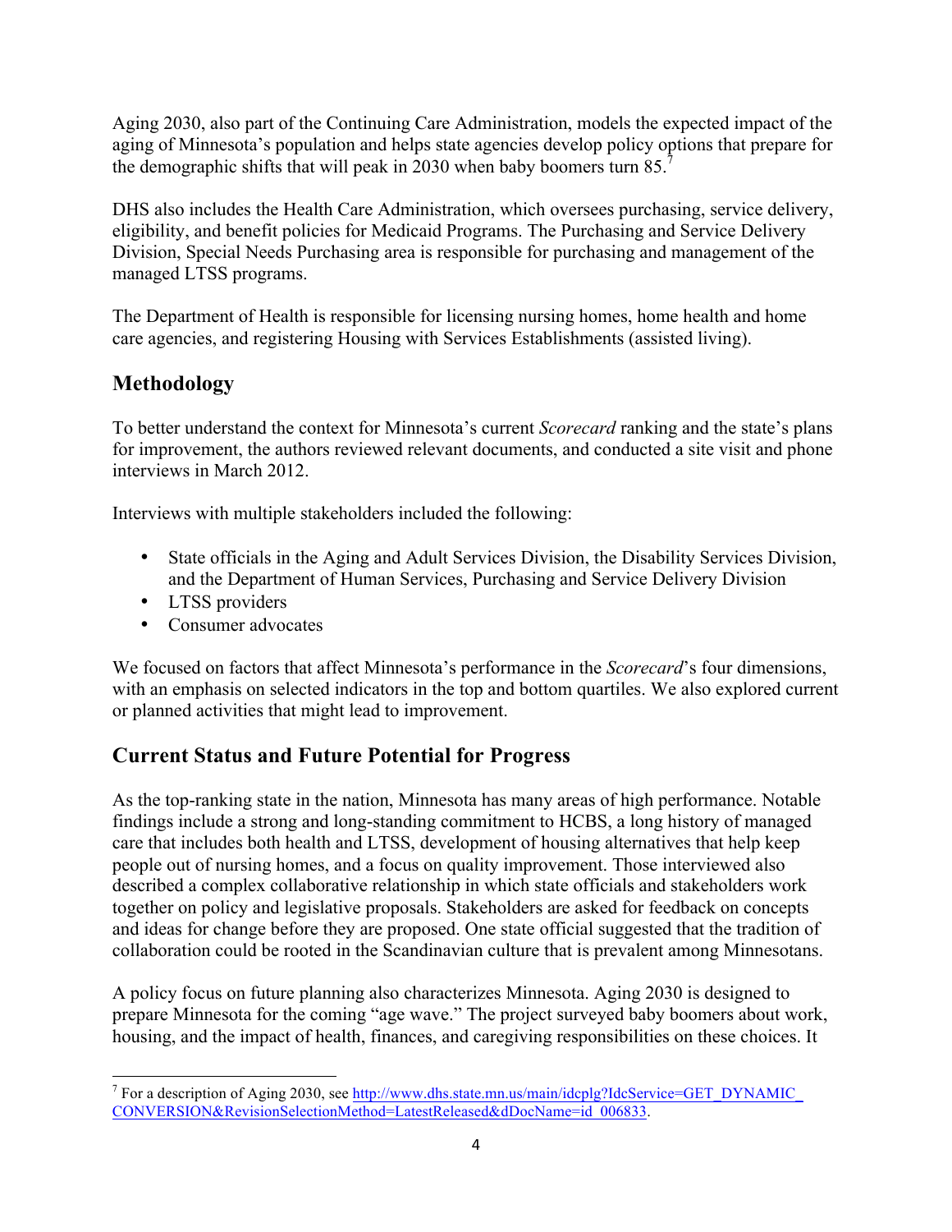Aging 2030, also part of the Continuing Care Administration, models the expected impact of the aging of Minnesota's population and helps state agencies develop policy options that prepare for the demographic shifts that will peak in 2030 when baby boomers turn 85.[7]

DHS also includes the Health Care Administration, which oversees purchasing, service delivery, eligibility, and benefit policies for Medicaid Programs. The Purchasing and Service Delivery Division, Special Needs Purchasing area is responsible for purchasing and management of the managed LTSS programs.

The Department of Health is responsible for licensing nursing homes, home health and home care agencies, and registering Housing with Services Establishments (assisted living).

## Methodology

To better understand the context for Minnesota's current *Scorecard* ranking and the state's plans for improvement, the authors reviewed relevant documents, and conducted a site visit and phone interviews in March 2012.

Interviews with multiple stakeholders included the following:

- State officials in the Aging and Adult Services Division, the Disability Services Division, and the Department of Human Services, Purchasing and Service Delivery Division
- LTSS providers
- Consumer advocates

We focused on factors that affect Minnesota's performance in the *Scorecard*'s four dimensions, with an emphasis on selected indicators in the top and bottom quartiles. We also explored current or planned activities that might lead to improvement.

## Current Status and Future Potential for Progress

As the top-ranking state in the nation, Minnesota has many areas of high performance. Notable findings include a strong and long-standing commitment to HCBS, a long history of managed care that includes both health and LTSS, development of housing alternatives that help keep people out of nursing homes, and a focus on quality improvement. Those interviewed also described a complex collaborative relationship in which state officials and stakeholders work together on policy and legislative proposals. Stakeholders are asked for feedback on concepts and ideas for change before they are proposed. One state official suggested that the tradition of collaboration could be rooted in the Scandinavian culture that is prevalent among Minnesotans.

A policy focus on future planning also characterizes Minnesota. Aging 2030 is designed to prepare Minnesota for the coming "age wave." The project surveyed baby boomers about work, housing, and the impact of health, finances, and caregiving responsibilities on these choices. It

[7] For a description of Aging 2030, see http://www.dhs.state.mn.us/main/idcplg?IdcService=GET_DYNAMIC_CONVERSION&RevisionSelectionMethod=LatestReleased&dDocName=id_006833.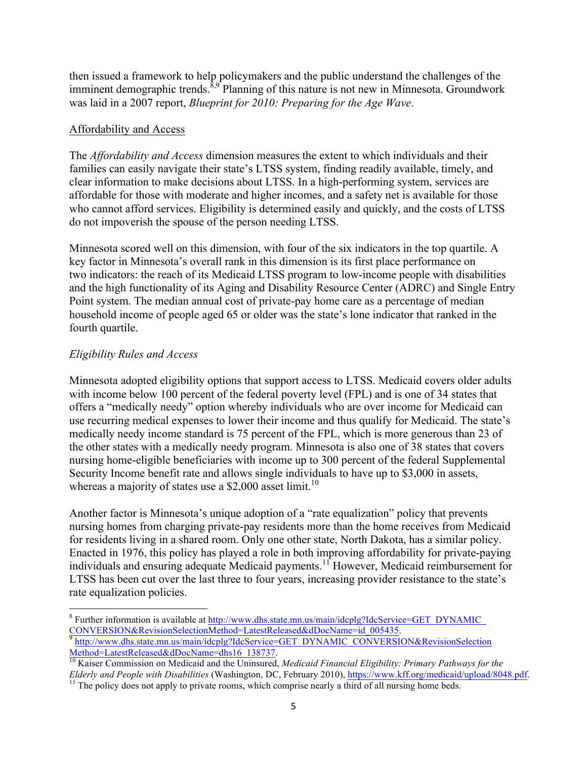then issued a framework to help policymakers and the public understand the challenges of the imminent demographic trends.[8,9] Planning of this nature is not new in Minnesota. Groundwork was laid in a 2007 report, *Blueprint for 2010: Preparing for the Age Wave*.

## Affordability and Access

The *Affordability and Access* dimension measures the extent to which individuals and their families can easily navigate their state's LTSS system, finding readily available, timely, and clear information to make decisions about LTSS. In a high-performing system, services are affordable for those with moderate and higher incomes, and a safety net is available for those who cannot afford services. Eligibility is determined easily and quickly, and the costs of LTSS do not impoverish the spouse of the person needing LTSS.

Minnesota scored well on this dimension, with four of the six indicators in the top quartile. A key factor in Minnesota's overall rank in this dimension is its first place performance on two indicators: the reach of its Medicaid LTSS program to low-income people with disabilities and the high functionality of its Aging and Disability Resource Center (ADRC) and Single Entry Point system. The median annual cost of private-pay home care as a percentage of median household income of people aged 65 or older was the state's lone indicator that ranked in the fourth quartile.

### *Eligibility Rules and Access*

Minnesota adopted eligibility options that support access to LTSS. Medicaid covers older adults with income below 100 percent of the federal poverty level (FPL) and is one of 34 states that offers a "medically needy" option whereby individuals who are over income for Medicaid can use recurring medical expenses to lower their income and thus qualify for Medicaid. The state's medically needy income standard is 75 percent of the FPL, which is more generous than 23 of the other states with a medically needy program. Minnesota is also one of 38 states that covers nursing home-eligible beneficiaries with income up to 300 percent of the federal Supplemental Security Income benefit rate and allows single individuals to have up to $3,000 in assets, whereas a majority of states use a $2,000 asset limit.[10]

Another factor is Minnesota's unique adoption of a "rate equalization" policy that prevents nursing homes from charging private-pay residents more than the home receives from Medicaid for residents living in a shared room. Only one other state, North Dakota, has a similar policy. Enacted in 1976, this policy has played a role in both improving affordability for private-paying individuals and ensuring adequate Medicaid payments.[11] However, Medicaid reimbursement for LTSS has been cut over the last three to four years, increasing provider resistance to the state's rate equalization policies.

---

[8] Further information is available at http://www.dhs.state.mn.us/main/idcplg?IdcService=GET_DYNAMIC_CONVERSION&RevisionSelectionMethod=LatestReleased&dDocName=id_005435.

[9] http://www.dhs.state.mn.us/main/idcplg?IdcService=GET_DYNAMIC_CONVERSION&RevisionSelectionMethod=LatestReleased&dDocName=dhs16_138737.

[10] Kaiser Commission on Medicaid and the Uninsured, *Medicaid Financial Eligibility: Primary Pathways for the Elderly and People with Disabilities* (Washington, DC, February 2010), https://www.kff.org/medicaid/upload/8048.pdf.

[11] The policy does not apply to private rooms, which comprise nearly a third of all nursing home beds.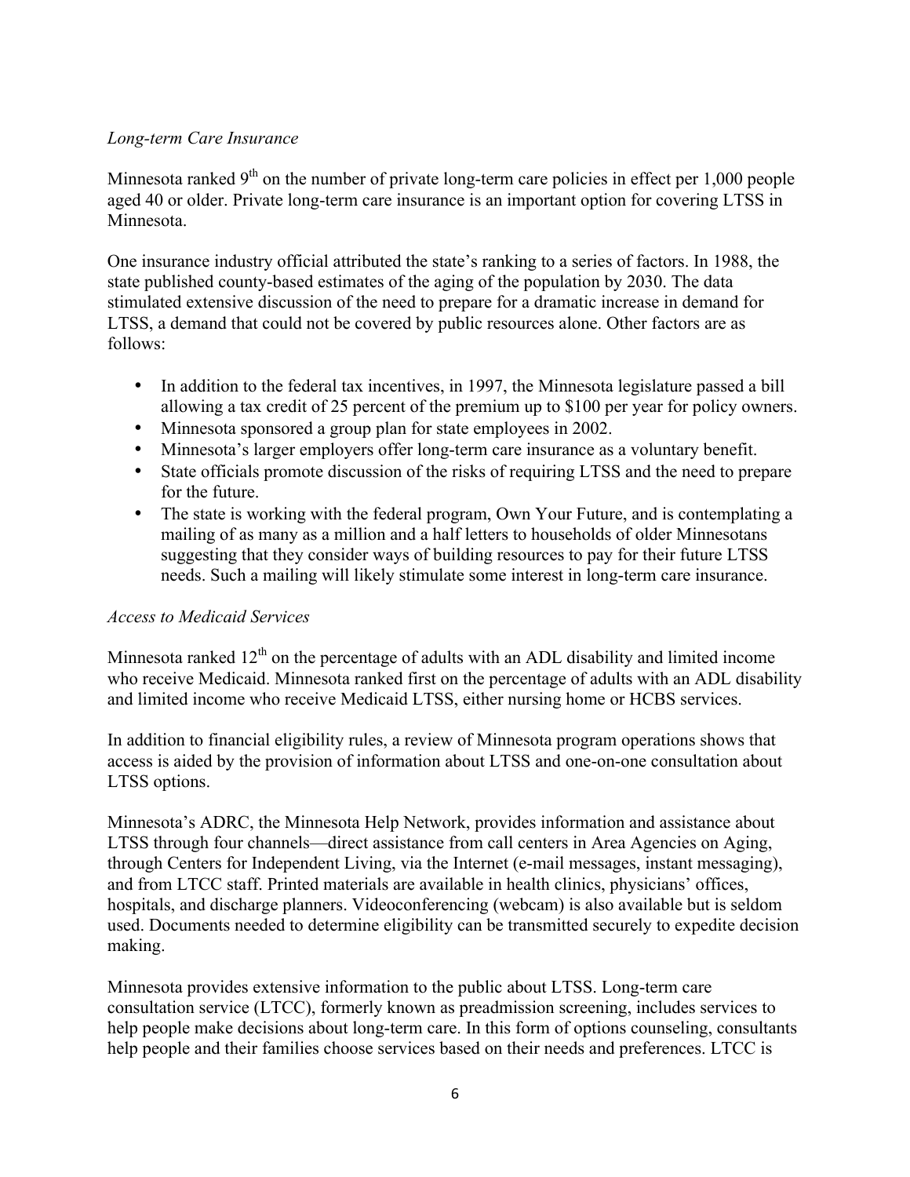*Long-term Care Insurance*

Minnesota ranked 9th on the number of private long-term care policies in effect per 1,000 people aged 40 or older. Private long-term care insurance is an important option for covering LTSS in Minnesota.

One insurance industry official attributed the state's ranking to a series of factors. In 1988, the state published county-based estimates of the aging of the population by 2030. The data stimulated extensive discussion of the need to prepare for a dramatic increase in demand for LTSS, a demand that could not be covered by public resources alone. Other factors are as follows:

- In addition to the federal tax incentives, in 1997, the Minnesota legislature passed a bill allowing a tax credit of 25 percent of the premium up to $100 per year for policy owners.
- Minnesota sponsored a group plan for state employees in 2002.
- Minnesota's larger employers offer long-term care insurance as a voluntary benefit.
- State officials promote discussion of the risks of requiring LTSS and the need to prepare for the future.
- The state is working with the federal program, Own Your Future, and is contemplating a mailing of as many as a million and a half letters to households of older Minnesotans suggesting that they consider ways of building resources to pay for their future LTSS needs. Such a mailing will likely stimulate some interest in long-term care insurance.

*Access to Medicaid Services*

Minnesota ranked 12th on the percentage of adults with an ADL disability and limited income who receive Medicaid. Minnesota ranked first on the percentage of adults with an ADL disability and limited income who receive Medicaid LTSS, either nursing home or HCBS services.

In addition to financial eligibility rules, a review of Minnesota program operations shows that access is aided by the provision of information about LTSS and one-on-one consultation about LTSS options.

Minnesota's ADRC, the Minnesota Help Network, provides information and assistance about LTSS through four channels—direct assistance from call centers in Area Agencies on Aging, through Centers for Independent Living, via the Internet (e-mail messages, instant messaging), and from LTCC staff. Printed materials are available in health clinics, physicians' offices, hospitals, and discharge planners. Videoconferencing (webcam) is also available but is seldom used. Documents needed to determine eligibility can be transmitted securely to expedite decision making.

Minnesota provides extensive information to the public about LTSS. Long-term care consultation service (LTCC), formerly known as preadmission screening, includes services to help people make decisions about long-term care. In this form of options counseling, consultants help people and their families choose services based on their needs and preferences. LTCC is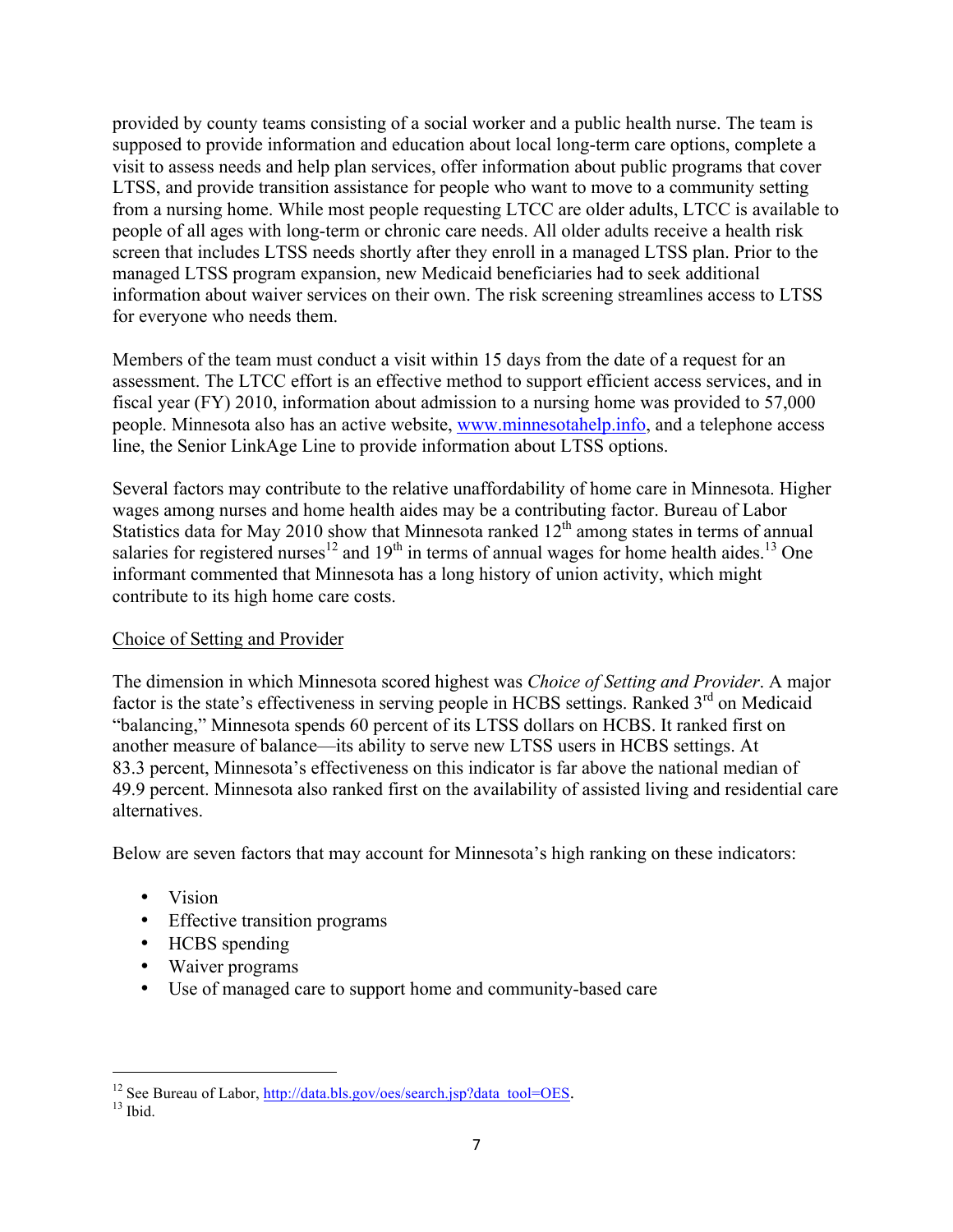provided by county teams consisting of a social worker and a public health nurse. The team is supposed to provide information and education about local long-term care options, complete a visit to assess needs and help plan services, offer information about public programs that cover LTSS, and provide transition assistance for people who want to move to a community setting from a nursing home. While most people requesting LTCC are older adults, LTCC is available to people of all ages with long-term or chronic care needs. All older adults receive a health risk screen that includes LTSS needs shortly after they enroll in a managed LTSS plan. Prior to the managed LTSS program expansion, new Medicaid beneficiaries had to seek additional information about waiver services on their own. The risk screening streamlines access to LTSS for everyone who needs them.

Members of the team must conduct a visit within 15 days from the date of a request for an assessment. The LTCC effort is an effective method to support efficient access services, and in fiscal year (FY) 2010, information about admission to a nursing home was provided to 57,000 people. Minnesota also has an active website, www.minnesotahelp.info, and a telephone access line, the Senior LinkAge Line to provide information about LTSS options.

Several factors may contribute to the relative unaffordability of home care in Minnesota. Higher wages among nurses and home health aides may be a contributing factor. Bureau of Labor Statistics data for May 2010 show that Minnesota ranked 12th among states in terms of annual salaries for registered nurses[12] and 19th in terms of annual wages for home health aides.[13] One informant commented that Minnesota has a long history of union activity, which might contribute to its high home care costs.

## Choice of Setting and Provider

The dimension in which Minnesota scored highest was *Choice of Setting and Provider*. A major factor is the state's effectiveness in serving people in HCBS settings. Ranked 3rd on Medicaid "balancing," Minnesota spends 60 percent of its LTSS dollars on HCBS. It ranked first on another measure of balance—its ability to serve new LTSS users in HCBS settings. At 83.3 percent, Minnesota's effectiveness on this indicator is far above the national median of 49.9 percent. Minnesota also ranked first on the availability of assisted living and residential care alternatives.

Below are seven factors that may account for Minnesota's high ranking on these indicators:

- Vision
- Effective transition programs
- HCBS spending
- Waiver programs
- Use of managed care to support home and community-based care

---

[12] See Bureau of Labor, http://data.bls.gov/oes/search.jsp?data_tool=OES.
[13] Ibid.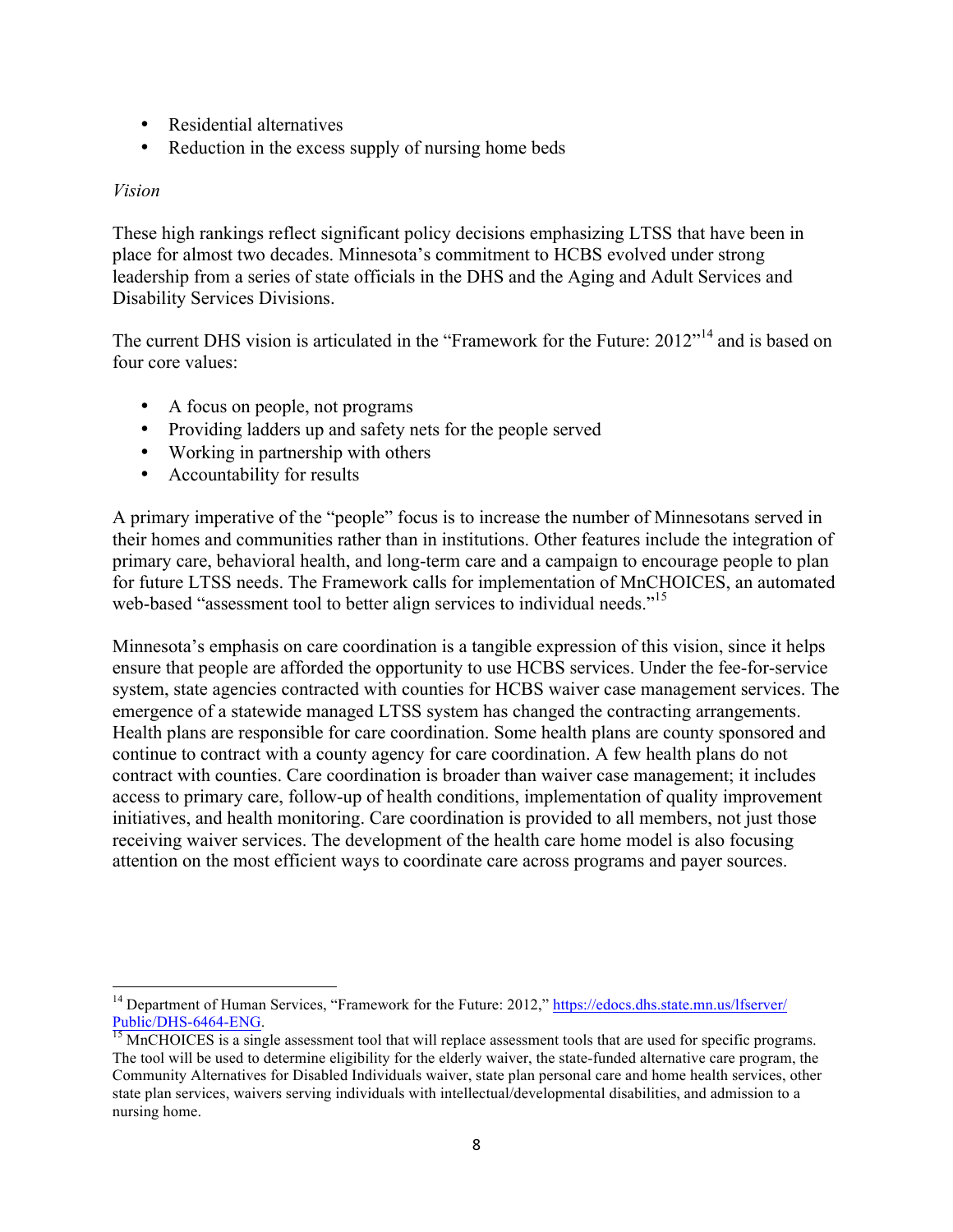- Residential alternatives
- Reduction in the excess supply of nursing home beds

*Vision*

These high rankings reflect significant policy decisions emphasizing LTSS that have been in place for almost two decades. Minnesota's commitment to HCBS evolved under strong leadership from a series of state officials in the DHS and the Aging and Adult Services and Disability Services Divisions.

The current DHS vision is articulated in the "Framework for the Future: 2012"[14] and is based on four core values:

- A focus on people, not programs
- Providing ladders up and safety nets for the people served
- Working in partnership with others
- Accountability for results

A primary imperative of the "people" focus is to increase the number of Minnesotans served in their homes and communities rather than in institutions. Other features include the integration of primary care, behavioral health, and long-term care and a campaign to encourage people to plan for future LTSS needs. The Framework calls for implementation of MnCHOICES, an automated web-based "assessment tool to better align services to individual needs."[15]

Minnesota's emphasis on care coordination is a tangible expression of this vision, since it helps ensure that people are afforded the opportunity to use HCBS services. Under the fee-for-service system, state agencies contracted with counties for HCBS waiver case management services. The emergence of a statewide managed LTSS system has changed the contracting arrangements. Health plans are responsible for care coordination. Some health plans are county sponsored and continue to contract with a county agency for care coordination. A few health plans do not contract with counties. Care coordination is broader than waiver case management; it includes access to primary care, follow-up of health conditions, implementation of quality improvement initiatives, and health monitoring. Care coordination is provided to all members, not just those receiving waiver services. The development of the health care home model is also focusing attention on the most efficient ways to coordinate care across programs and payer sources.

---

[14] Department of Human Services, "Framework for the Future: 2012," https://edocs.dhs.state.mn.us/lfserver/Public/DHS-6464-ENG.

[15] MnCHOICES is a single assessment tool that will replace assessment tools that are used for specific programs. The tool will be used to determine eligibility for the elderly waiver, the state-funded alternative care program, the Community Alternatives for Disabled Individuals waiver, state plan personal care and home health services, other state plan services, waivers serving individuals with intellectual/developmental disabilities, and admission to a nursing home.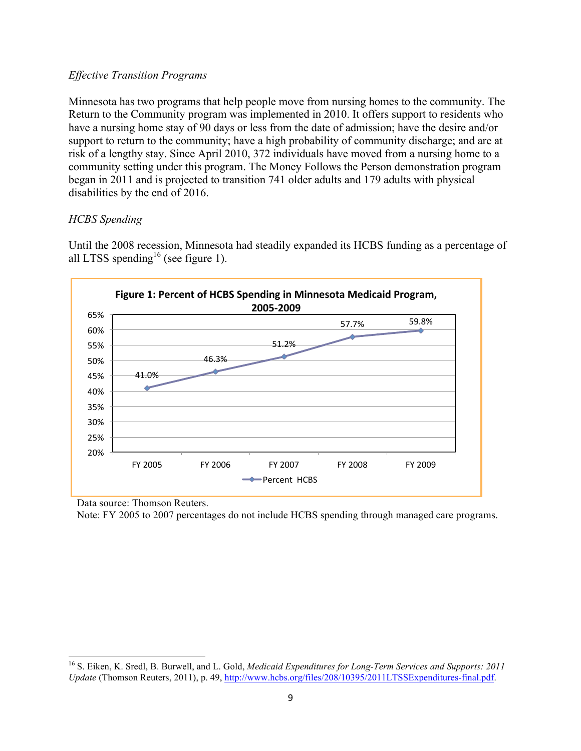*Effective Transition Programs*

Minnesota has two programs that help people move from nursing homes to the community. The Return to the Community program was implemented in 2010. It offers support to residents who have a nursing home stay of 90 days or less from the date of admission; have the desire and/or support to return to the community; have a high probability of community discharge; and are at risk of a lengthy stay. Since April 2010, 372 individuals have moved from a nursing home to a community setting under this program. The Money Follows the Person demonstration program began in 2011 and is projected to transition 741 older adults and 179 adults with physical disabilities by the end of 2016.

*HCBS Spending*

Until the 2008 recession, Minnesota had steadily expanded its HCBS funding as a percentage of all LTSS spending[16] (see figure 1).

**Figure 1: Percent of HCBS Spending in Minnesota Medicaid Program, 2005-2009**

| | FY 2005 | FY 2006 | FY 2007 | FY 2008 | FY 2009 |
|---|---|---|---|---|---|
| Percent HCBS | 41.0% | 46.3% | 51.2% | 57.7% | 59.8% |

Data source: Thomson Reuters.
Note: FY 2005 to 2007 percentages do not include HCBS spending through managed care programs.

---

[16] S. Eiken, K. Sredl, B. Burwell, and L. Gold, *Medicaid Expenditures for Long-Term Services and Supports: 2011 Update* (Thomson Reuters, 2011), p. 49, http://www.hcbs.org/files/208/10395/2011LTSSExpenditures-final.pdf.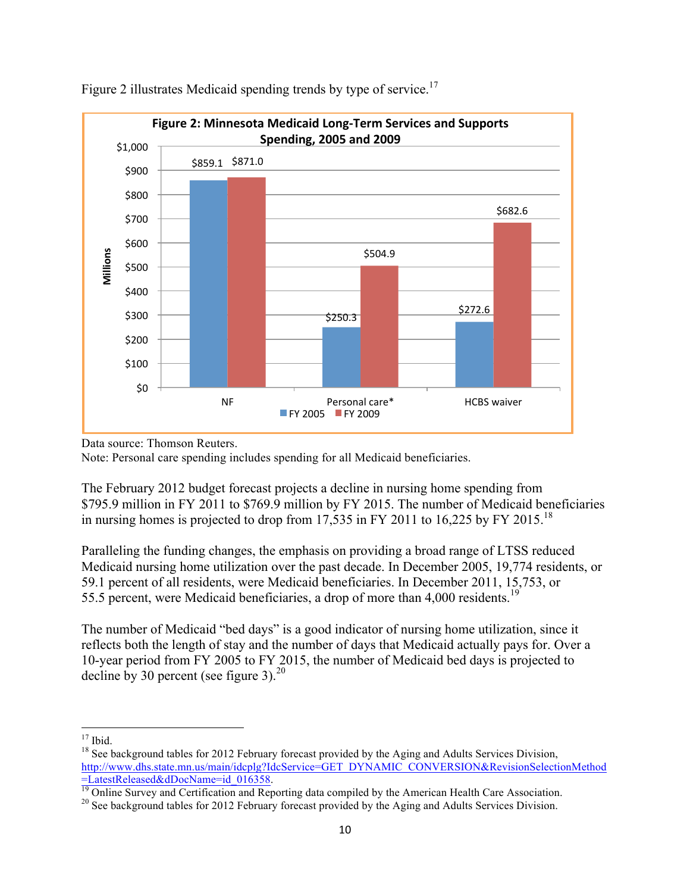Figure 2 illustrates Medicaid spending trends by type of service.[17]

**Figure 2: Minnesota Medicaid Long-Term Services and Supports Spending, 2005 and 2009**

| (Millions) | FY 2005 | FY 2009 |
|---|---|---|
| NF | $859.1 | $871.0 |
| Personal care* | $250.3 | $504.9 |
| HCBS waiver | $272.6 | $682.6 |

Data source: Thomson Reuters.
Note: Personal care spending includes spending for all Medicaid beneficiaries.

The February 2012 budget forecast projects a decline in nursing home spending from $795.9 million in FY 2011 to $769.9 million by FY 2015. The number of Medicaid beneficiaries in nursing homes is projected to drop from 17,535 in FY 2011 to 16,225 by FY 2015.[18]

Paralleling the funding changes, the emphasis on providing a broad range of LTSS reduced Medicaid nursing home utilization over the past decade. In December 2005, 19,774 residents, or 59.1 percent of all residents, were Medicaid beneficiaries. In December 2011, 15,753, or 55.5 percent, were Medicaid beneficiaries, a drop of more than 4,000 residents.[19]

The number of Medicaid "bed days" is a good indicator of nursing home utilization, since it reflects both the length of stay and the number of days that Medicaid actually pays for. Over a 10-year period from FY 2005 to FY 2015, the number of Medicaid bed days is projected to decline by 30 percent (see figure 3).[20]

---

[17] Ibid.

[18] See background tables for 2012 February forecast provided by the Aging and Adults Services Division, http://www.dhs.state.mn.us/main/idcplg?IdcService=GET_DYNAMIC_CONVERSION&RevisionSelectionMethod=LatestReleased&dDocName=id_016358.

[19] Online Survey and Certification and Reporting data compiled by the American Health Care Association.

[20] See background tables for 2012 February forecast provided by the Aging and Adults Services Division.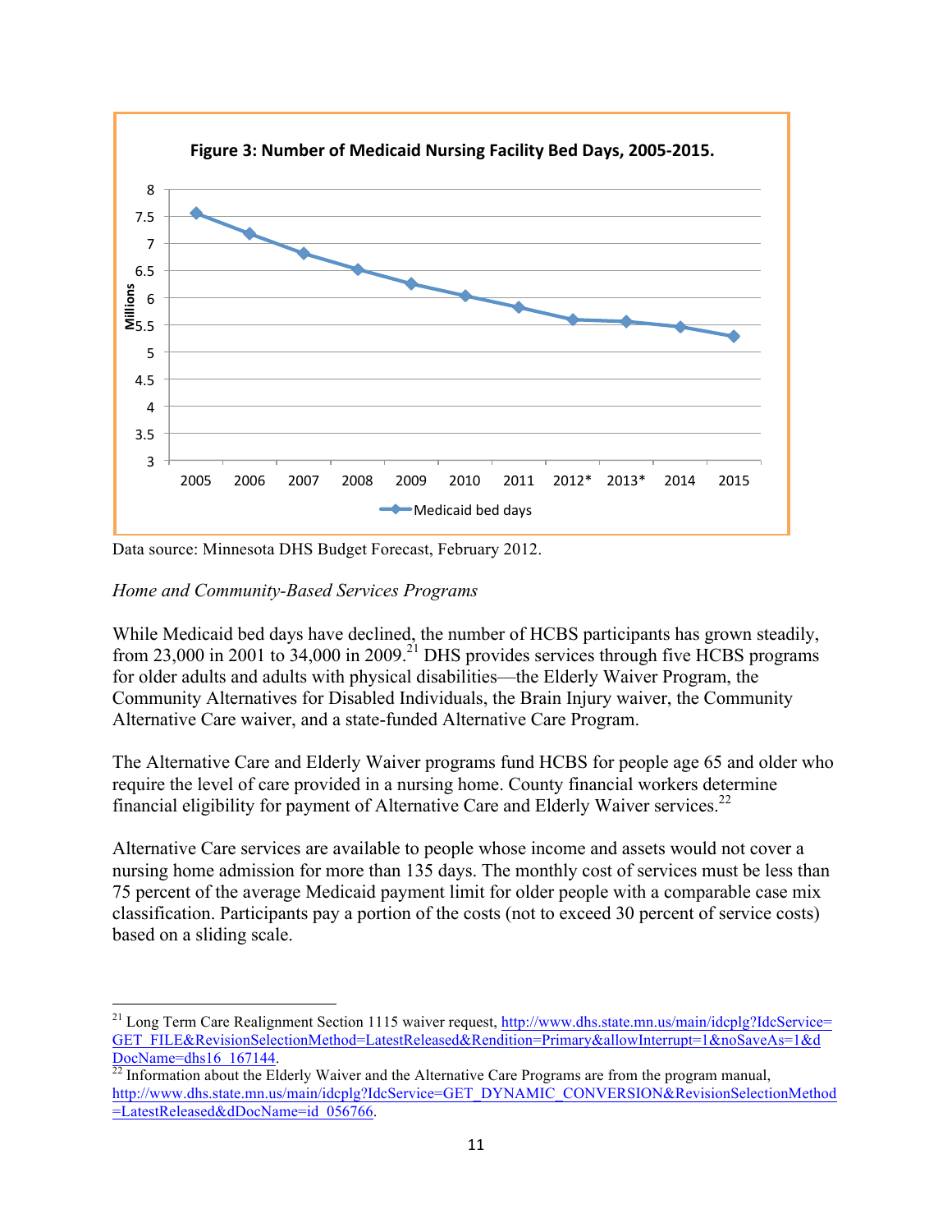**Figure 3: Number of Medicaid Nursing Facility Bed Days, 2005-2015.**

Data source: Minnesota DHS Budget Forecast, February 2012.

*Home and Community-Based Services Programs*

While Medicaid bed days have declined, the number of HCBS participants has grown steadily, from 23,000 in 2001 to 34,000 in 2009.[21] DHS provides services through five HCBS programs for older adults and adults with physical disabilities—the Elderly Waiver Program, the Community Alternatives for Disabled Individuals, the Brain Injury waiver, the Community Alternative Care waiver, and a state-funded Alternative Care Program.

The Alternative Care and Elderly Waiver programs fund HCBS for people age 65 and older who require the level of care provided in a nursing home. County financial workers determine financial eligibility for payment of Alternative Care and Elderly Waiver services.[22]

Alternative Care services are available to people whose income and assets would not cover a nursing home admission for more than 135 days. The monthly cost of services must be less than 75 percent of the average Medicaid payment limit for older people with a comparable case mix classification. Participants pay a portion of the costs (not to exceed 30 percent of service costs) based on a sliding scale.

---

[21] Long Term Care Realignment Section 1115 waiver request, http://www.dhs.state.mn.us/main/idcplg?IdcService=GET_FILE&RevisionSelectionMethod=LatestReleased&Rendition=Primary&allowInterrupt=1&noSaveAs=1&dDocName=dhs16_167144.

[22] Information about the Elderly Waiver and the Alternative Care Programs are from the program manual, http://www.dhs.state.mn.us/main/idcplg?IdcService=GET_DYNAMIC_CONVERSION&RevisionSelectionMethod=LatestReleased&dDocName=id_056766.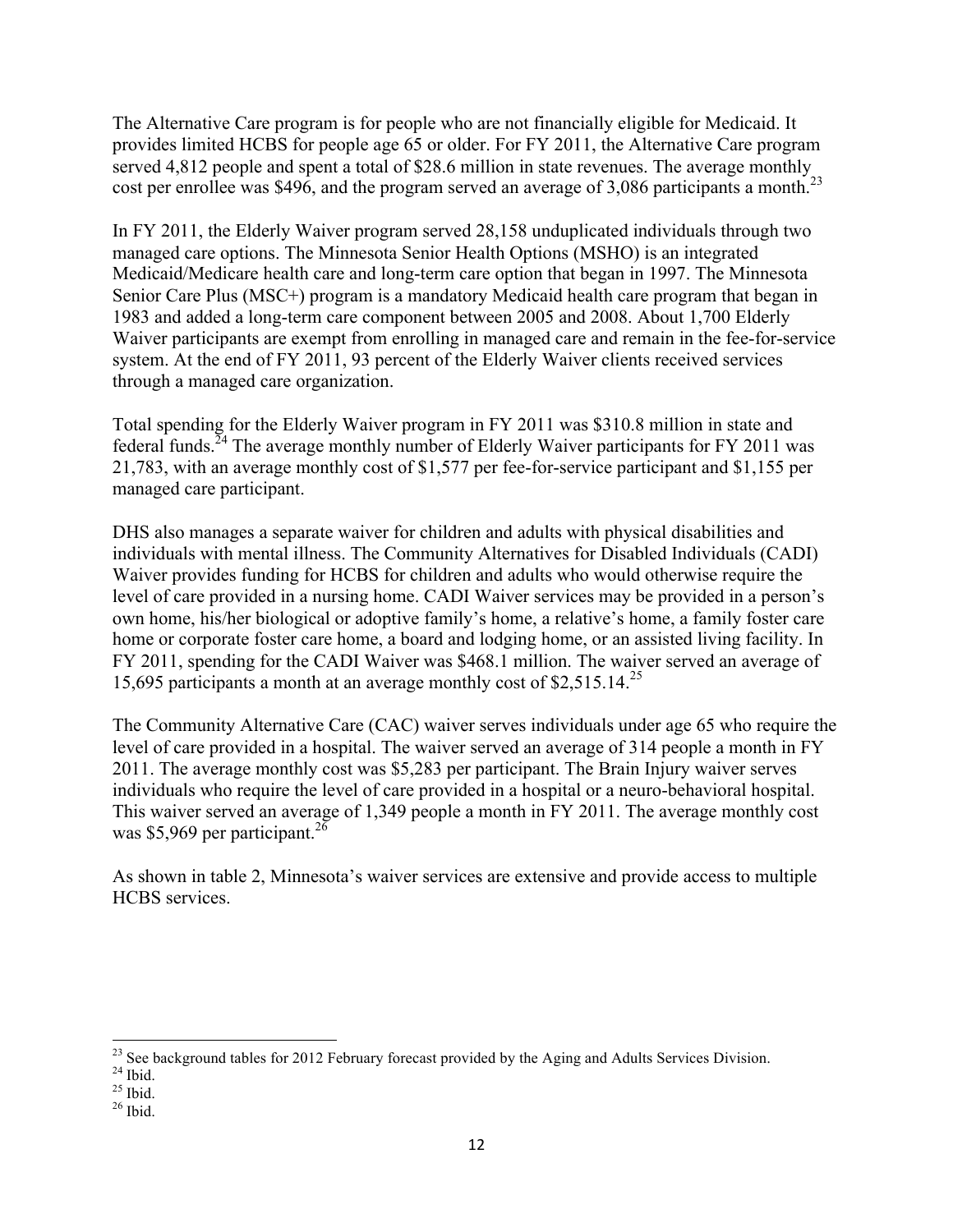The Alternative Care program is for people who are not financially eligible for Medicaid. It provides limited HCBS for people age 65 or older. For FY 2011, the Alternative Care program served 4,812 people and spent a total of $28.6 million in state revenues. The average monthly cost per enrollee was $496, and the program served an average of 3,086 participants a month.[23]

In FY 2011, the Elderly Waiver program served 28,158 unduplicated individuals through two managed care options. The Minnesota Senior Health Options (MSHO) is an integrated Medicaid/Medicare health care and long-term care option that began in 1997. The Minnesota Senior Care Plus (MSC+) program is a mandatory Medicaid health care program that began in 1983 and added a long-term care component between 2005 and 2008. About 1,700 Elderly Waiver participants are exempt from enrolling in managed care and remain in the fee-for-service system. At the end of FY 2011, 93 percent of the Elderly Waiver clients received services through a managed care organization.

Total spending for the Elderly Waiver program in FY 2011 was $310.8 million in state and federal funds.[24] The average monthly number of Elderly Waiver participants for FY 2011 was 21,783, with an average monthly cost of $1,577 per fee-for-service participant and $1,155 per managed care participant.

DHS also manages a separate waiver for children and adults with physical disabilities and individuals with mental illness. The Community Alternatives for Disabled Individuals (CADI) Waiver provides funding for HCBS for children and adults who would otherwise require the level of care provided in a nursing home. CADI Waiver services may be provided in a person's own home, his/her biological or adoptive family's home, a relative's home, a family foster care home or corporate foster care home, a board and lodging home, or an assisted living facility. In FY 2011, spending for the CADI Waiver was $468.1 million. The waiver served an average of 15,695 participants a month at an average monthly cost of $2,515.14.[25]

The Community Alternative Care (CAC) waiver serves individuals under age 65 who require the level of care provided in a hospital. The waiver served an average of 314 people a month in FY 2011. The average monthly cost was $5,283 per participant. The Brain Injury waiver serves individuals who require the level of care provided in a hospital or a neuro-behavioral hospital. This waiver served an average of 1,349 people a month in FY 2011. The average monthly cost was $5,969 per participant.[26]

As shown in table 2, Minnesota's waiver services are extensive and provide access to multiple HCBS services.

---

[23] See background tables for 2012 February forecast provided by the Aging and Adults Services Division.
[24] Ibid.
[25] Ibid.
[26] Ibid.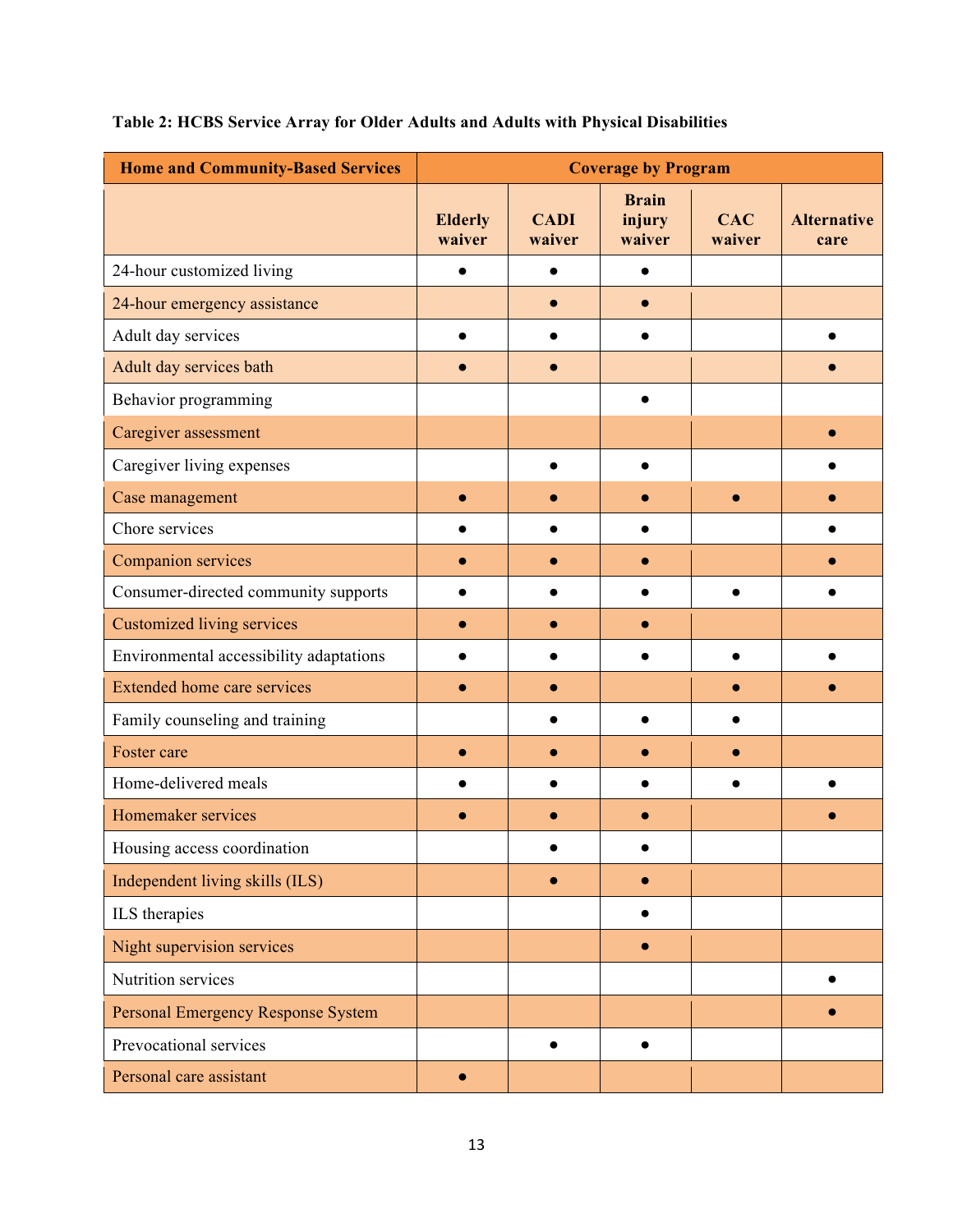**Table 2: HCBS Service Array for Older Adults and Adults with Physical Disabilities**

| Home and Community-Based Services | Coverage by Program | | | | |
|---|---|---|---|---|---|
| | Elderly waiver | CADI waiver | Brain injury waiver | CAC waiver | Alternative care |
| 24-hour customized living | ● | ● | ● | | |
| 24-hour emergency assistance | | ● | ● | | |
| Adult day services | ● | ● | ● | | ● |
| Adult day services bath | ● | ● | | | ● |
| Behavior programming | | | ● | | |
| Caregiver assessment | | | | | ● |
| Caregiver living expenses | | ● | ● | | ● |
| Case management | ● | ● | ● | ● | ● |
| Chore services | ● | ● | ● | | ● |
| Companion services | ● | ● | ● | | ● |
| Consumer-directed community supports | ● | ● | ● | ● | ● |
| Customized living services | ● | ● | ● | | |
| Environmental accessibility adaptations | ● | ● | ● | ● | ● |
| Extended home care services | ● | ● | | ● | ● |
| Family counseling and training | | ● | ● | ● | |
| Foster care | ● | ● | ● | ● | |
| Home-delivered meals | ● | ● | ● | ● | ● |
| Homemaker services | ● | ● | ● | | ● |
| Housing access coordination | | ● | ● | | |
| Independent living skills (ILS) | | ● | ● | | |
| ILS therapies | | | ● | | |
| Night supervision services | | | ● | | |
| Nutrition services | | | | | ● |
| Personal Emergency Response System | | | | | ● |
| Prevocational services | | ● | ● | | |
| Personal care assistant | ● | | | | |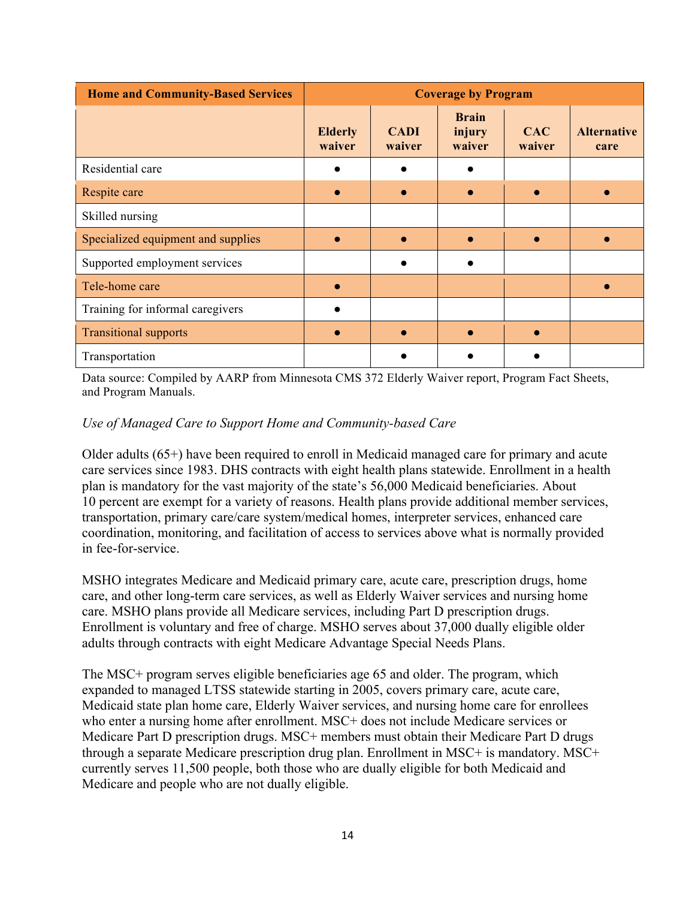| Home and Community-Based Services | Coverage by Program | | | | |
|---|---|---|---|---|---|
| | Elderly waiver | CADI waiver | Brain injury waiver | CAC waiver | Alternative care |
| Residential care | ● | ● | ● | | |
| Respite care | ● | ● | ● | ● | ● |
| Skilled nursing | | | | | |
| Specialized equipment and supplies | ● | ● | ● | ● | ● |
| Supported employment services | | ● | ● | | |
| Tele-home care | ● | | | | ● |
| Training for informal caregivers | ● | | | | |
| Transitional supports | ● | ● | ● | ● | |
| Transportation | | ● | ● | ● | |

Data source: Compiled by AARP from Minnesota CMS 372 Elderly Waiver report, Program Fact Sheets, and Program Manuals.

*Use of Managed Care to Support Home and Community-based Care*

Older adults (65+) have been required to enroll in Medicaid managed care for primary and acute care services since 1983. DHS contracts with eight health plans statewide. Enrollment in a health plan is mandatory for the vast majority of the state's 56,000 Medicaid beneficiaries. About 10 percent are exempt for a variety of reasons. Health plans provide additional member services, transportation, primary care/care system/medical homes, interpreter services, enhanced care coordination, monitoring, and facilitation of access to services above what is normally provided in fee-for-service.

MSHO integrates Medicare and Medicaid primary care, acute care, prescription drugs, home care, and other long-term care services, as well as Elderly Waiver services and nursing home care. MSHO plans provide all Medicare services, including Part D prescription drugs. Enrollment is voluntary and free of charge. MSHO serves about 37,000 dually eligible older adults through contracts with eight Medicare Advantage Special Needs Plans.

The MSC+ program serves eligible beneficiaries age 65 and older. The program, which expanded to managed LTSS statewide starting in 2005, covers primary care, acute care, Medicaid state plan home care, Elderly Waiver services, and nursing home care for enrollees who enter a nursing home after enrollment. MSC+ does not include Medicare services or Medicare Part D prescription drugs. MSC+ members must obtain their Medicare Part D drugs through a separate Medicare prescription drug plan. Enrollment in MSC+ is mandatory. MSC+ currently serves 11,500 people, both those who are dually eligible for both Medicaid and Medicare and people who are not dually eligible.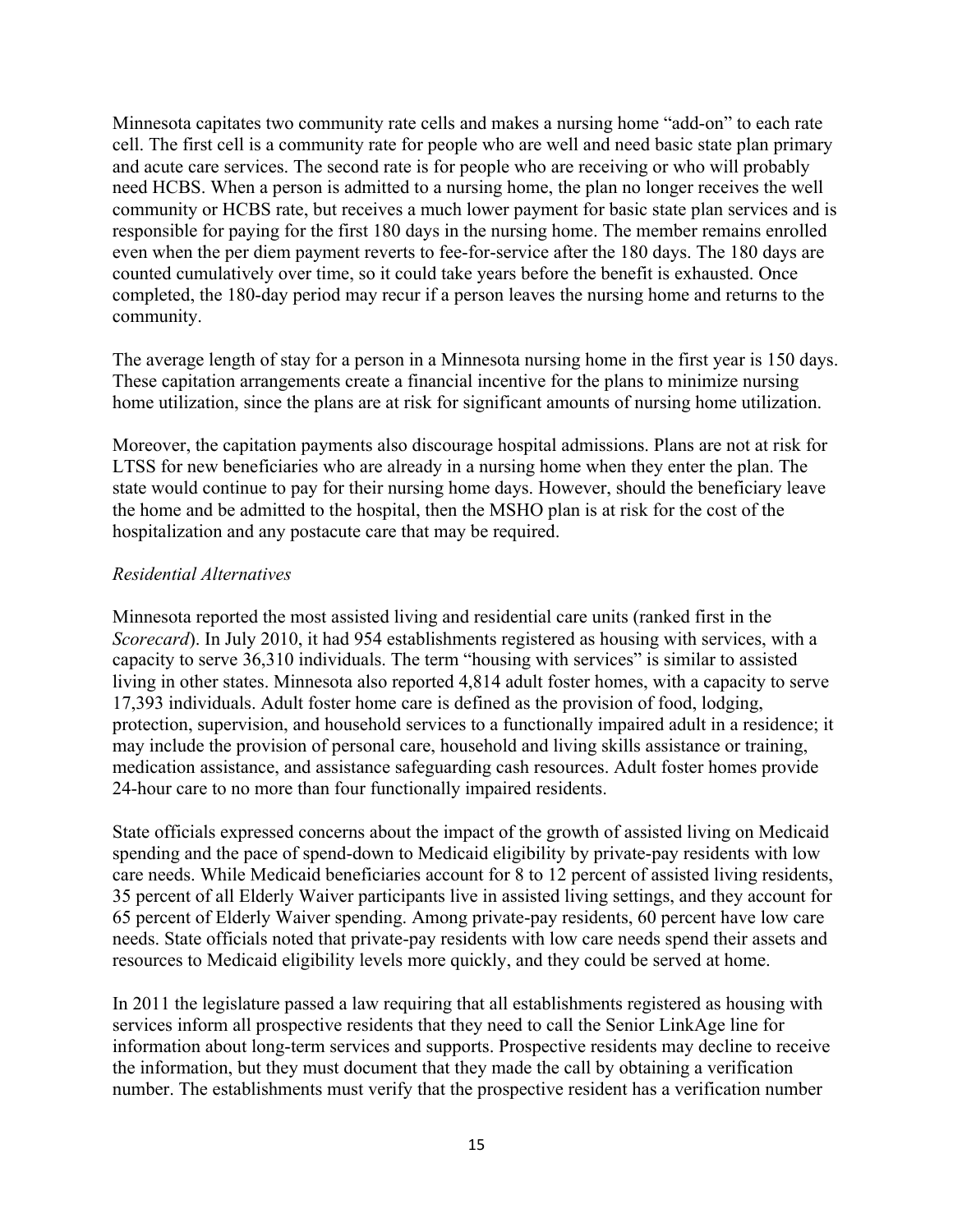Minnesota capitates two community rate cells and makes a nursing home "add-on" to each rate cell. The first cell is a community rate for people who are well and need basic state plan primary and acute care services. The second rate is for people who are receiving or who will probably need HCBS. When a person is admitted to a nursing home, the plan no longer receives the well community or HCBS rate, but receives a much lower payment for basic state plan services and is responsible for paying for the first 180 days in the nursing home. The member remains enrolled even when the per diem payment reverts to fee-for-service after the 180 days. The 180 days are counted cumulatively over time, so it could take years before the benefit is exhausted. Once completed, the 180-day period may recur if a person leaves the nursing home and returns to the community.

The average length of stay for a person in a Minnesota nursing home in the first year is 150 days. These capitation arrangements create a financial incentive for the plans to minimize nursing home utilization, since the plans are at risk for significant amounts of nursing home utilization.

Moreover, the capitation payments also discourage hospital admissions. Plans are not at risk for LTSS for new beneficiaries who are already in a nursing home when they enter the plan. The state would continue to pay for their nursing home days. However, should the beneficiary leave the home and be admitted to the hospital, then the MSHO plan is at risk for the cost of the hospitalization and any postacute care that may be required.

*Residential Alternatives*

Minnesota reported the most assisted living and residential care units (ranked first in the *Scorecard*). In July 2010, it had 954 establishments registered as housing with services, with a capacity to serve 36,310 individuals. The term "housing with services" is similar to assisted living in other states. Minnesota also reported 4,814 adult foster homes, with a capacity to serve 17,393 individuals. Adult foster home care is defined as the provision of food, lodging, protection, supervision, and household services to a functionally impaired adult in a residence; it may include the provision of personal care, household and living skills assistance or training, medication assistance, and assistance safeguarding cash resources. Adult foster homes provide 24-hour care to no more than four functionally impaired residents.

State officials expressed concerns about the impact of the growth of assisted living on Medicaid spending and the pace of spend-down to Medicaid eligibility by private-pay residents with low care needs. While Medicaid beneficiaries account for 8 to 12 percent of assisted living residents, 35 percent of all Elderly Waiver participants live in assisted living settings, and they account for 65 percent of Elderly Waiver spending. Among private-pay residents, 60 percent have low care needs. State officials noted that private-pay residents with low care needs spend their assets and resources to Medicaid eligibility levels more quickly, and they could be served at home.

In 2011 the legislature passed a law requiring that all establishments registered as housing with services inform all prospective residents that they need to call the Senior LinkAge line for information about long-term services and supports. Prospective residents may decline to receive the information, but they must document that they made the call by obtaining a verification number. The establishments must verify that the prospective resident has a verification number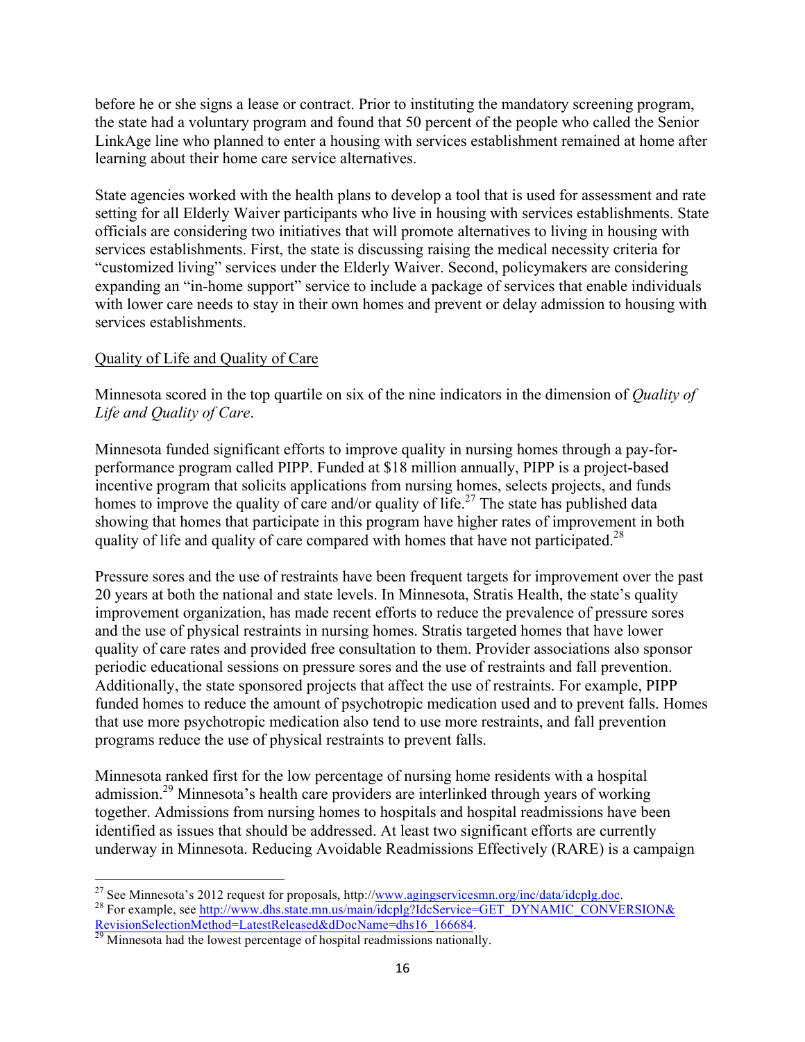before he or she signs a lease or contract. Prior to instituting the mandatory screening program, the state had a voluntary program and found that 50 percent of the people who called the Senior LinkAge line who planned to enter a housing with services establishment remained at home after learning about their home care service alternatives.

State agencies worked with the health plans to develop a tool that is used for assessment and rate setting for all Elderly Waiver participants who live in housing with services establishments. State officials are considering two initiatives that will promote alternatives to living in housing with services establishments. First, the state is discussing raising the medical necessity criteria for "customized living" services under the Elderly Waiver. Second, policymakers are considering expanding an "in-home support" service to include a package of services that enable individuals with lower care needs to stay in their own homes and prevent or delay admission to housing with services establishments.

<u>Quality of Life and Quality of Care</u>

Minnesota scored in the top quartile on six of the nine indicators in the dimension of *Quality of Life and Quality of Care*.

Minnesota funded significant efforts to improve quality in nursing homes through a pay-for-performance program called PIPP. Funded at $18 million annually, PIPP is a project-based incentive program that solicits applications from nursing homes, selects projects, and funds homes to improve the quality of care and/or quality of life.[27] The state has published data showing that homes that participate in this program have higher rates of improvement in both quality of life and quality of care compared with homes that have not participated.[28]

Pressure sores and the use of restraints have been frequent targets for improvement over the past 20 years at both the national and state levels. In Minnesota, Stratis Health, the state's quality improvement organization, has made recent efforts to reduce the prevalence of pressure sores and the use of physical restraints in nursing homes. Stratis targeted homes that have lower quality of care rates and provided free consultation to them. Provider associations also sponsor periodic educational sessions on pressure sores and the use of restraints and fall prevention. Additionally, the state sponsored projects that affect the use of restraints. For example, PIPP funded homes to reduce the amount of psychotropic medication used and to prevent falls. Homes that use more psychotropic medication also tend to use more restraints, and fall prevention programs reduce the use of physical restraints to prevent falls.

Minnesota ranked first for the low percentage of nursing home residents with a hospital admission.[29] Minnesota's health care providers are interlinked through years of working together. Admissions from nursing homes to hospitals and hospital readmissions have been identified as issues that should be addressed. At least two significant efforts are currently underway in Minnesota. Reducing Avoidable Readmissions Effectively (RARE) is a campaign

---

[27] See Minnesota's 2012 request for proposals, http://www.agingservicesmn.org/inc/data/idcplg.doc.

[28] For example, see http://www.dhs.state.mn.us/main/idcplg?IdcService=GET_DYNAMIC_CONVERSION&RevisionSelectionMethod=LatestReleased&dDocName=dhs16_166684.

[29] Minnesota had the lowest percentage of hospital readmissions nationally.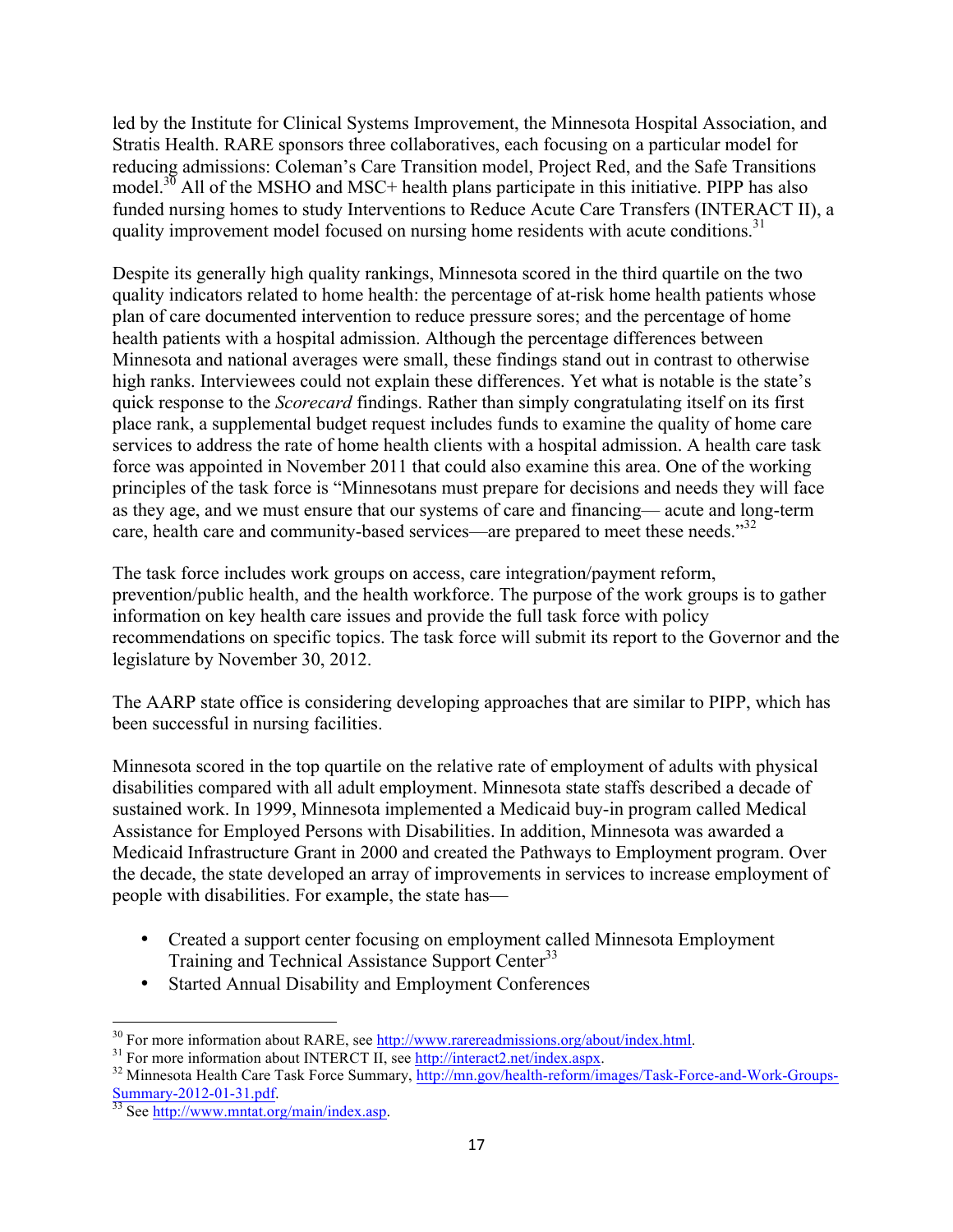led by the Institute for Clinical Systems Improvement, the Minnesota Hospital Association, and Stratis Health. RARE sponsors three collaboratives, each focusing on a particular model for reducing admissions: Coleman's Care Transition model, Project Red, and the Safe Transitions model.[30] All of the MSHO and MSC+ health plans participate in this initiative. PIPP has also funded nursing homes to study Interventions to Reduce Acute Care Transfers (INTERACT II), a quality improvement model focused on nursing home residents with acute conditions.[31]

Despite its generally high quality rankings, Minnesota scored in the third quartile on the two quality indicators related to home health: the percentage of at-risk home health patients whose plan of care documented intervention to reduce pressure sores; and the percentage of home health patients with a hospital admission. Although the percentage differences between Minnesota and national averages were small, these findings stand out in contrast to otherwise high ranks. Interviewees could not explain these differences. Yet what is notable is the state's quick response to the *Scorecard* findings. Rather than simply congratulating itself on its first place rank, a supplemental budget request includes funds to examine the quality of home care services to address the rate of home health clients with a hospital admission. A health care task force was appointed in November 2011 that could also examine this area. One of the working principles of the task force is "Minnesotans must prepare for decisions and needs they will face as they age, and we must ensure that our systems of care and financing— acute and long-term care, health care and community-based services—are prepared to meet these needs."[32]

The task force includes work groups on access, care integration/payment reform, prevention/public health, and the health workforce. The purpose of the work groups is to gather information on key health care issues and provide the full task force with policy recommendations on specific topics. The task force will submit its report to the Governor and the legislature by November 30, 2012.

The AARP state office is considering developing approaches that are similar to PIPP, which has been successful in nursing facilities.

Minnesota scored in the top quartile on the relative rate of employment of adults with physical disabilities compared with all adult employment. Minnesota state staffs described a decade of sustained work. In 1999, Minnesota implemented a Medicaid buy-in program called Medical Assistance for Employed Persons with Disabilities. In addition, Minnesota was awarded a Medicaid Infrastructure Grant in 2000 and created the Pathways to Employment program. Over the decade, the state developed an array of improvements in services to increase employment of people with disabilities. For example, the state has—

- Created a support center focusing on employment called Minnesota Employment Training and Technical Assistance Support Center[33]
- Started Annual Disability and Employment Conferences

---

[30] For more information about RARE, see http://www.rarereadmissions.org/about/index.html.
[31] For more information about INTERCT II, see http://interact2.net/index.aspx.
[32] Minnesota Health Care Task Force Summary, http://mn.gov/health-reform/images/Task-Force-and-Work-Groups-Summary-2012-01-31.pdf.
[33] See http://www.mntat.org/main/index.asp.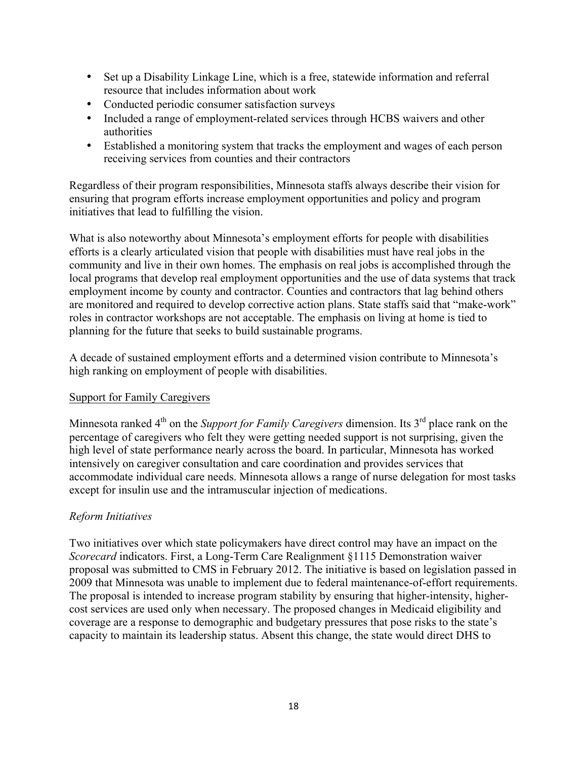- Set up a Disability Linkage Line, which is a free, statewide information and referral resource that includes information about work
- Conducted periodic consumer satisfaction surveys
- Included a range of employment-related services through HCBS waivers and other authorities
- Established a monitoring system that tracks the employment and wages of each person receiving services from counties and their contractors

Regardless of their program responsibilities, Minnesota staffs always describe their vision for ensuring that program efforts increase employment opportunities and policy and program initiatives that lead to fulfilling the vision.

What is also noteworthy about Minnesota's employment efforts for people with disabilities efforts is a clearly articulated vision that people with disabilities must have real jobs in the community and live in their own homes. The emphasis on real jobs is accomplished through the local programs that develop real employment opportunities and the use of data systems that track employment income by county and contractor. Counties and contractors that lag behind others are monitored and required to develop corrective action plans. State staffs said that "make-work" roles in contractor workshops are not acceptable. The emphasis on living at home is tied to planning for the future that seeks to build sustainable programs.

A decade of sustained employment efforts and a determined vision contribute to Minnesota's high ranking on employment of people with disabilities.

<u>Support for Family Caregivers</u>

Minnesota ranked 4th on the *Support for Family Caregivers* dimension. Its 3rd place rank on the percentage of caregivers who felt they were getting needed support is not surprising, given the high level of state performance nearly across the board. In particular, Minnesota has worked intensively on caregiver consultation and care coordination and provides services that accommodate individual care needs. Minnesota allows a range of nurse delegation for most tasks except for insulin use and the intramuscular injection of medications.

*Reform Initiatives*

Two initiatives over which state policymakers have direct control may have an impact on the *Scorecard* indicators. First, a Long-Term Care Realignment §1115 Demonstration waiver proposal was submitted to CMS in February 2012. The initiative is based on legislation passed in 2009 that Minnesota was unable to implement due to federal maintenance-of-effort requirements. The proposal is intended to increase program stability by ensuring that higher-intensity, higher-cost services are used only when necessary. The proposed changes in Medicaid eligibility and coverage are a response to demographic and budgetary pressures that pose risks to the state's capacity to maintain its leadership status. Absent this change, the state would direct DHS to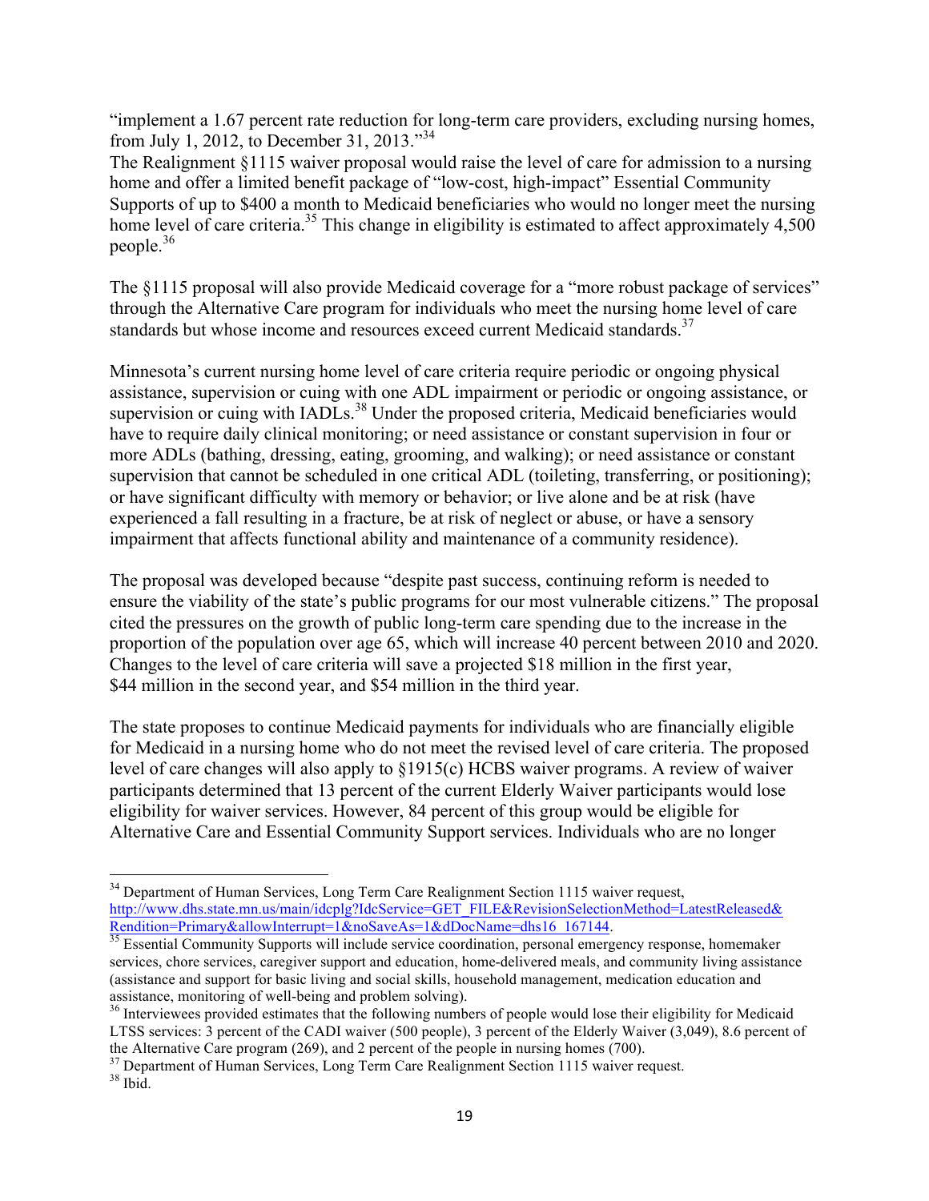"implement a 1.67 percent rate reduction for long-term care providers, excluding nursing homes, from July 1, 2012, to December 31, 2013."[34]

The Realignment §1115 waiver proposal would raise the level of care for admission to a nursing home and offer a limited benefit package of "low-cost, high-impact" Essential Community Supports of up to $400 a month to Medicaid beneficiaries who would no longer meet the nursing home level of care criteria.[35] This change in eligibility is estimated to affect approximately 4,500 people.[36]

The §1115 proposal will also provide Medicaid coverage for a "more robust package of services" through the Alternative Care program for individuals who meet the nursing home level of care standards but whose income and resources exceed current Medicaid standards.[37]

Minnesota's current nursing home level of care criteria require periodic or ongoing physical assistance, supervision or cuing with one ADL impairment or periodic or ongoing assistance, or supervision or cuing with IADLs.[38] Under the proposed criteria, Medicaid beneficiaries would have to require daily clinical monitoring; or need assistance or constant supervision in four or more ADLs (bathing, dressing, eating, grooming, and walking); or need assistance or constant supervision that cannot be scheduled in one critical ADL (toileting, transferring, or positioning); or have significant difficulty with memory or behavior; or live alone and be at risk (have experienced a fall resulting in a fracture, be at risk of neglect or abuse, or have a sensory impairment that affects functional ability and maintenance of a community residence).

The proposal was developed because "despite past success, continuing reform is needed to ensure the viability of the state's public programs for our most vulnerable citizens." The proposal cited the pressures on the growth of public long-term care spending due to the increase in the proportion of the population over age 65, which will increase 40 percent between 2010 and 2020. Changes to the level of care criteria will save a projected $18 million in the first year, $44 million in the second year, and $54 million in the third year.

The state proposes to continue Medicaid payments for individuals who are financially eligible for Medicaid in a nursing home who do not meet the revised level of care criteria. The proposed level of care changes will also apply to §1915(c) HCBS waiver programs. A review of waiver participants determined that 13 percent of the current Elderly Waiver participants would lose eligibility for waiver services. However, 84 percent of this group would be eligible for Alternative Care and Essential Community Support services. Individuals who are no longer

---

[34] Department of Human Services, Long Term Care Realignment Section 1115 waiver request, http://www.dhs.state.mn.us/main/idcplg?IdcService=GET_FILE&RevisionSelectionMethod=LatestReleased&Rendition=Primary&allowInterrupt=1&noSaveAs=1&dDocName=dhs16_167144.

[35] Essential Community Supports will include service coordination, personal emergency response, homemaker services, chore services, caregiver support and education, home-delivered meals, and community living assistance (assistance and support for basic living and social skills, household management, medication education and assistance, monitoring of well-being and problem solving).

[36] Interviewees provided estimates that the following numbers of people would lose their eligibility for Medicaid LTSS services: 3 percent of the CADI waiver (500 people), 3 percent of the Elderly Waiver (3,049), 8.6 percent of the Alternative Care program (269), and 2 percent of the people in nursing homes (700).

[37] Department of Human Services, Long Term Care Realignment Section 1115 waiver request.

[38] Ibid.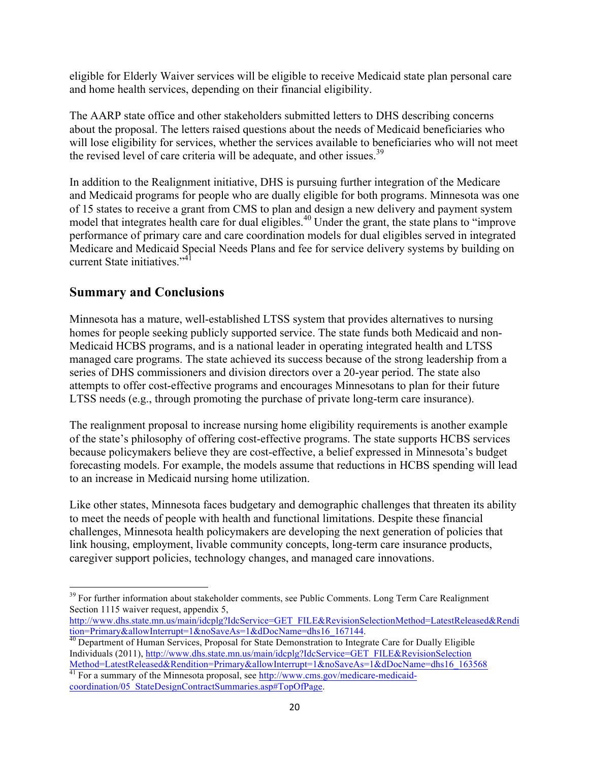eligible for Elderly Waiver services will be eligible to receive Medicaid state plan personal care and home health services, depending on their financial eligibility.

The AARP state office and other stakeholders submitted letters to DHS describing concerns about the proposal. The letters raised questions about the needs of Medicaid beneficiaries who will lose eligibility for services, whether the services available to beneficiaries who will not meet the revised level of care criteria will be adequate, and other issues.[39]

In addition to the Realignment initiative, DHS is pursuing further integration of the Medicare and Medicaid programs for people who are dually eligible for both programs. Minnesota was one of 15 states to receive a grant from CMS to plan and design a new delivery and payment system model that integrates health care for dual eligibles.[40] Under the grant, the state plans to "improve performance of primary care and care coordination models for dual eligibles served in integrated Medicare and Medicaid Special Needs Plans and fee for service delivery systems by building on current State initiatives."[41]

## Summary and Conclusions

Minnesota has a mature, well-established LTSS system that provides alternatives to nursing homes for people seeking publicly supported service. The state funds both Medicaid and non-Medicaid HCBS programs, and is a national leader in operating integrated health and LTSS managed care programs. The state achieved its success because of the strong leadership from a series of DHS commissioners and division directors over a 20-year period. The state also attempts to offer cost-effective programs and encourages Minnesotans to plan for their future LTSS needs (e.g., through promoting the purchase of private long-term care insurance).

The realignment proposal to increase nursing home eligibility requirements is another example of the state's philosophy of offering cost-effective programs. The state supports HCBS services because policymakers believe they are cost-effective, a belief expressed in Minnesota's budget forecasting models. For example, the models assume that reductions in HCBS spending will lead to an increase in Medicaid nursing home utilization.

Like other states, Minnesota faces budgetary and demographic challenges that threaten its ability to meet the needs of people with health and functional limitations. Despite these financial challenges, Minnesota health policymakers are developing the next generation of policies that link housing, employment, livable community concepts, long-term care insurance products, caregiver support policies, technology changes, and managed care innovations.

---

[39] For further information about stakeholder comments, see Public Comments. Long Term Care Realignment Section 1115 waiver request, appendix 5, http://www.dhs.state.mn.us/main/idcplg?IdcService=GET_FILE&RevisionSelectionMethod=LatestReleased&Rendition=Primary&allowInterrupt=1&noSaveAs=1&dDocName=dhs16_167144.

[40] Department of Human Services, Proposal for State Demonstration to Integrate Care for Dually Eligible Individuals (2011), http://www.dhs.state.mn.us/main/idcplg?IdcService=GET_FILE&RevisionSelectionMethod=LatestReleased&Rendition=Primary&allowInterrupt=1&noSaveAs=1&dDocName=dhs16_163568

[41] For a summary of the Minnesota proposal, see http://www.cms.gov/medicare-medicaid-coordination/05_StateDesignContractSummaries.asp#TopOfPage.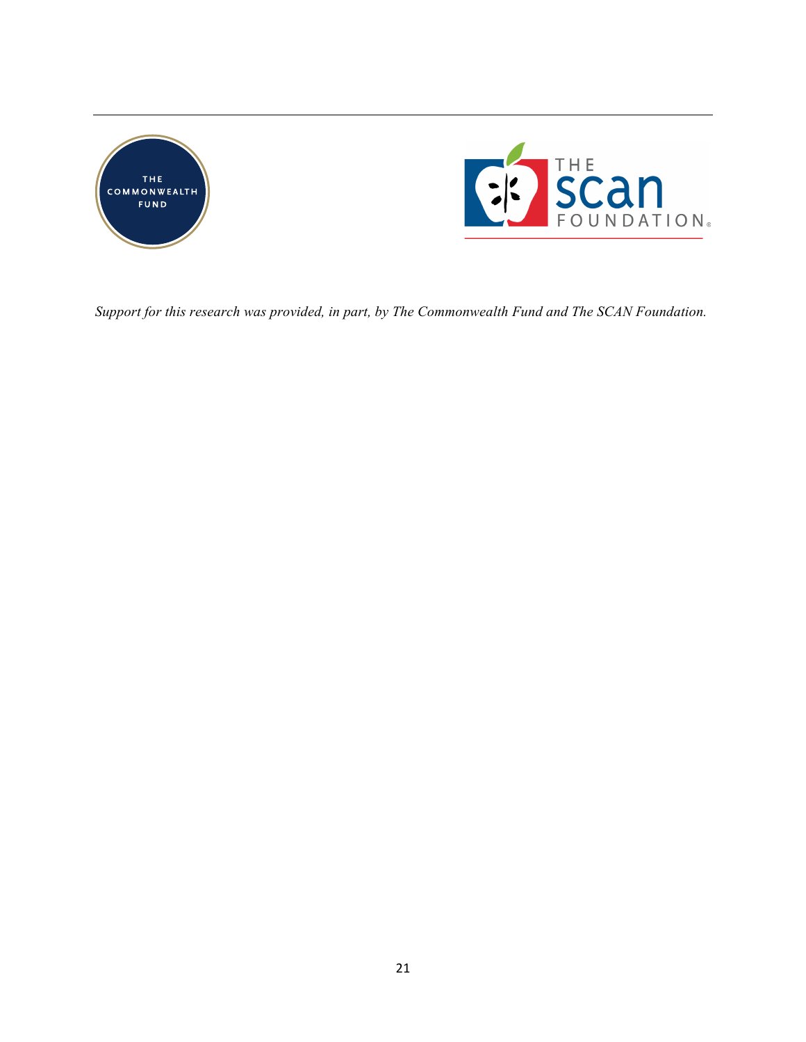*Support for this research was provided, in part, by The Commonwealth Fund and The SCAN Foundation.*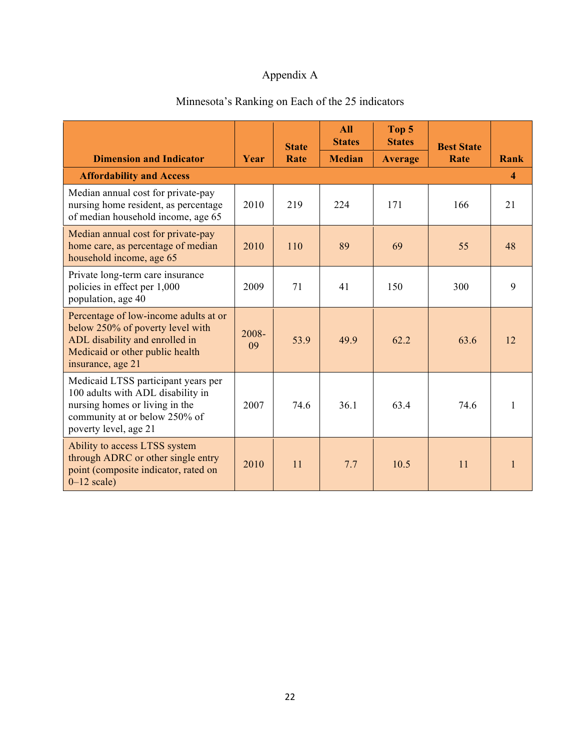Appendix A

Minnesota's Ranking on Each of the 25 indicators

| Dimension and Indicator | Year | State Rate | All States Median | Top 5 States Average | Best State Rate | Rank |
|---|---|---|---|---|---|---|
| **Affordability and Access** | | | | | | **4** |
| Median annual cost for private-pay nursing home resident, as percentage of median household income, age 65 | 2010 | 219 | 224 | 171 | 166 | 21 |
| Median annual cost for private-pay home care, as percentage of median household income, age 65 | 2010 | 110 | 89 | 69 | 55 | 48 |
| Private long-term care insurance policies in effect per 1,000 population, age 40 | 2009 | 71 | 41 | 150 | 300 | 9 |
| Percentage of low-income adults at or below 250% of poverty level with ADL disability and enrolled in Medicaid or other public health insurance, age 21 | 2008-09 | 53.9 | 49.9 | 62.2 | 63.6 | 12 |
| Medicaid LTSS participant years per 100 adults with ADL disability in nursing homes or living in the community at or below 250% of poverty level, age 21 | 2007 | 74.6 | 36.1 | 63.4 | 74.6 | 1 |
| Ability to access LTSS system through ADRC or other single entry point (composite indicator, rated on 0–12 scale) | 2010 | 11 | 7.7 | 10.5 | 11 | 1 |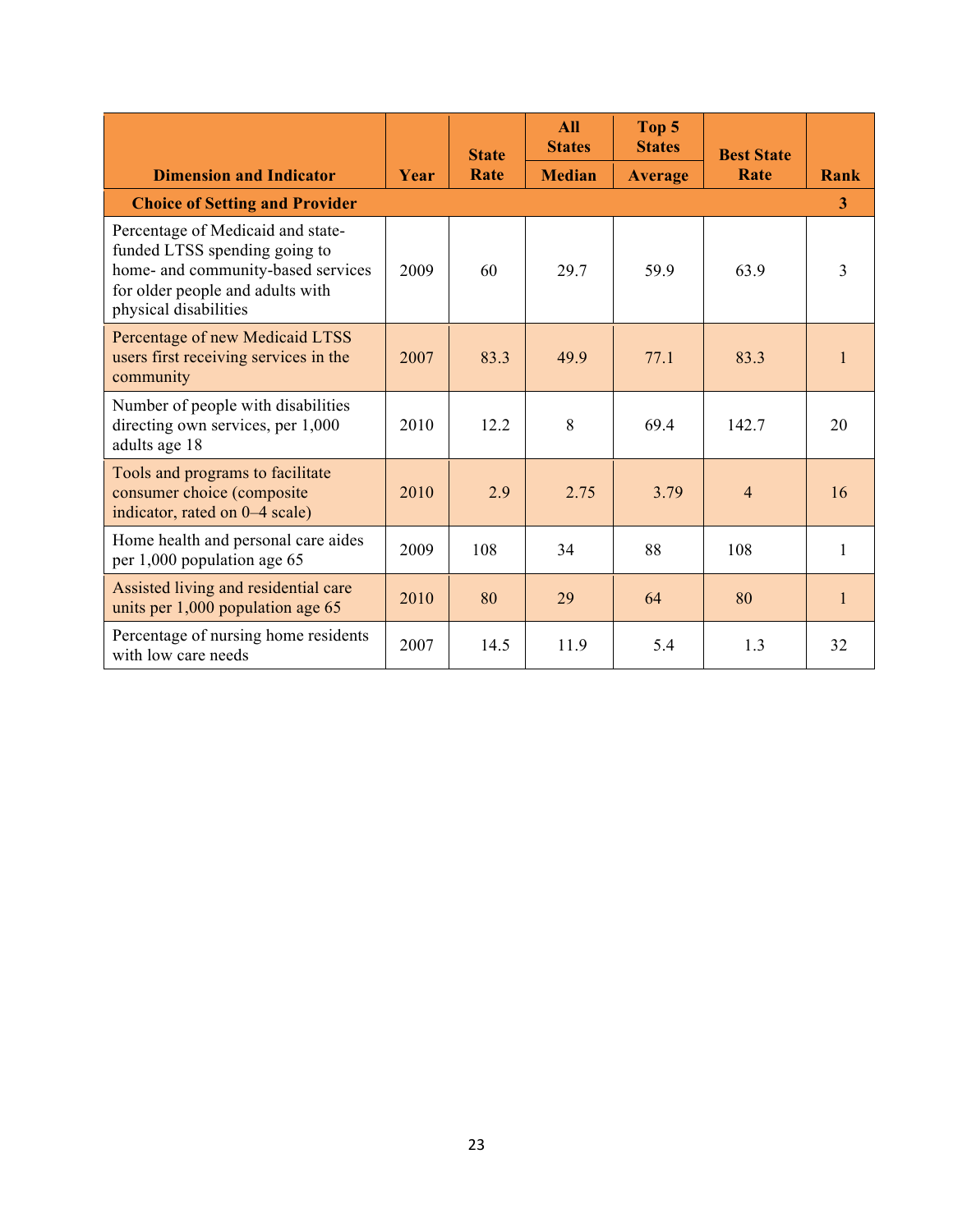| Dimension and Indicator | Year | State Rate | All States | Top 5 States | Best State Rate | Rank |
|---|---|---|---|---|---|---|
| | | | Median | Average | | |
| **Choice of Setting and Provider** | | | | | | **3** |
| Percentage of Medicaid and state-funded LTSS spending going to home- and community-based services for older people and adults with physical disabilities | 2009 | 60 | 29.7 | 59.9 | 63.9 | 3 |
| Percentage of new Medicaid LTSS users first receiving services in the community | 2007 | 83.3 | 49.9 | 77.1 | 83.3 | 1 |
| Number of people with disabilities directing own services, per 1,000 adults age 18 | 2010 | 12.2 | 8 | 69.4 | 142.7 | 20 |
| Tools and programs to facilitate consumer choice (composite indicator, rated on 0–4 scale) | 2010 | 2.9 | 2.75 | 3.79 | 4 | 16 |
| Home health and personal care aides per 1,000 population age 65 | 2009 | 108 | 34 | 88 | 108 | 1 |
| Assisted living and residential care units per 1,000 population age 65 | 2010 | 80 | 29 | 64 | 80 | 1 |
| Percentage of nursing home residents with low care needs | 2007 | 14.5 | 11.9 | 5.4 | 1.3 | 32 |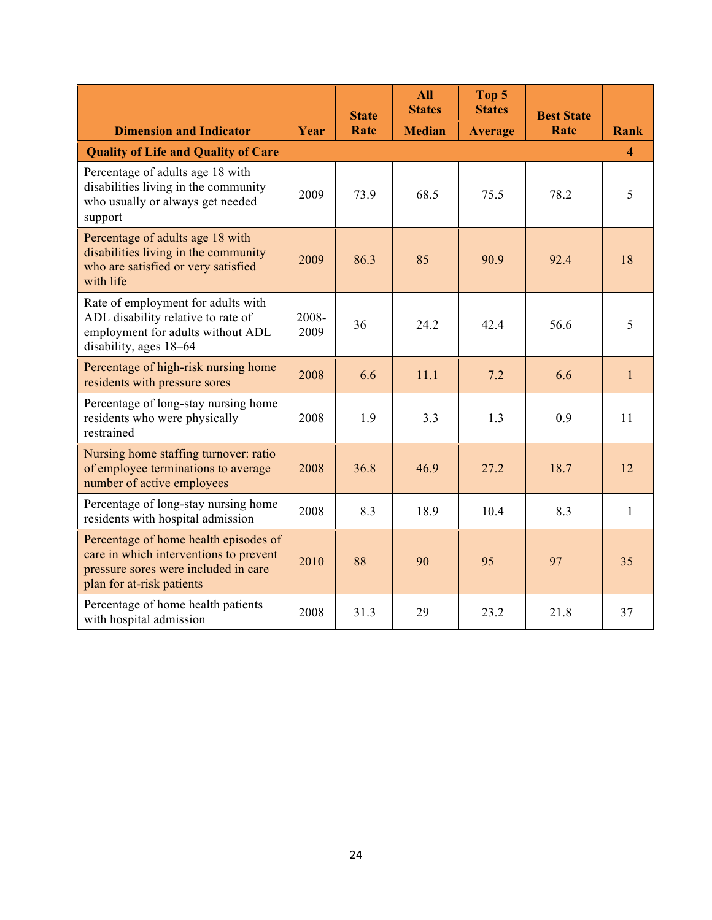| Dimension and Indicator | Year | State Rate | All States Median | Top 5 States Average | Best State Rate | Rank |
|---|---|---|---|---|---|---|
| **Quality of Life and Quality of Care** | | | | | | **4** |
| Percentage of adults age 18 with disabilities living in the community who usually or always get needed support | 2009 | 73.9 | 68.5 | 75.5 | 78.2 | 5 |
| Percentage of adults age 18 with disabilities living in the community who are satisfied or very satisfied with life | 2009 | 86.3 | 85 | 90.9 | 92.4 | 18 |
| Rate of employment for adults with ADL disability relative to rate of employment for adults without ADL disability, ages 18–64 | 2008-2009 | 36 | 24.2 | 42.4 | 56.6 | 5 |
| Percentage of high-risk nursing home residents with pressure sores | 2008 | 6.6 | 11.1 | 7.2 | 6.6 | 1 |
| Percentage of long-stay nursing home residents who were physically restrained | 2008 | 1.9 | 3.3 | 1.3 | 0.9 | 11 |
| Nursing home staffing turnover: ratio of employee terminations to average number of active employees | 2008 | 36.8 | 46.9 | 27.2 | 18.7 | 12 |
| Percentage of long-stay nursing home residents with hospital admission | 2008 | 8.3 | 18.9 | 10.4 | 8.3 | 1 |
| Percentage of home health episodes of care in which interventions to prevent pressure sores were included in care plan for at-risk patients | 2010 | 88 | 90 | 95 | 97 | 35 |
| Percentage of home health patients with hospital admission | 2008 | 31.3 | 29 | 23.2 | 21.8 | 37 |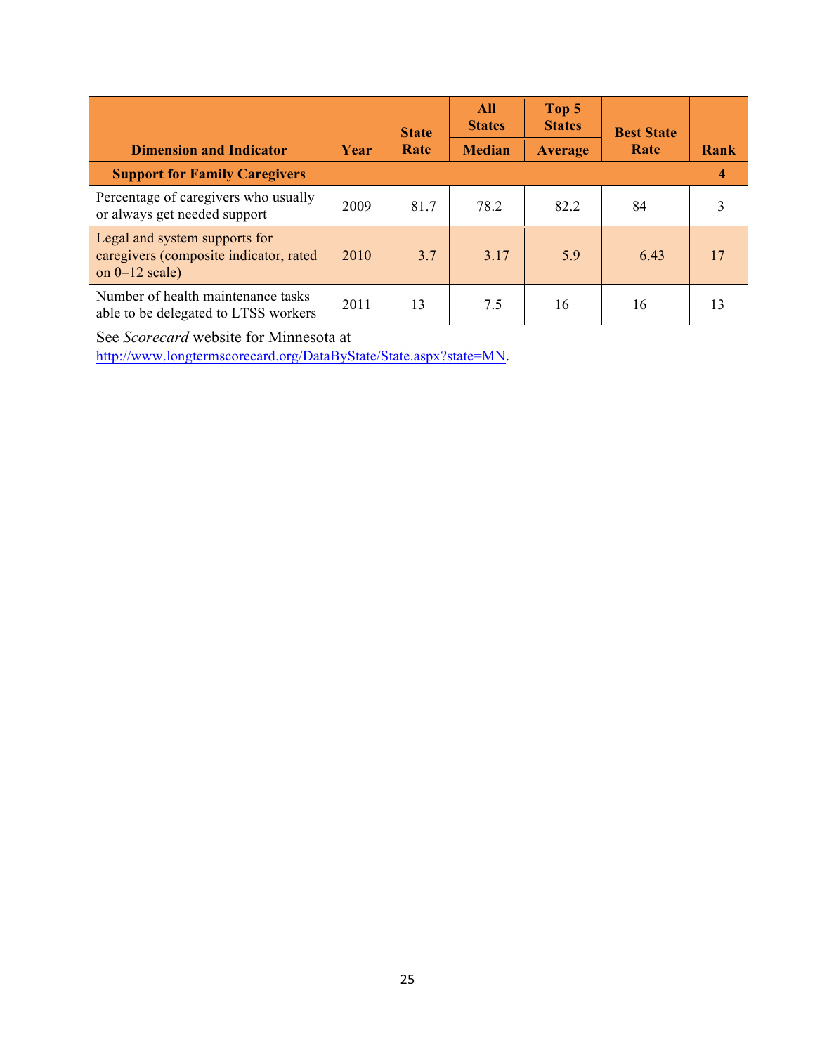| Dimension and Indicator | Year | State Rate | All States Median | Top 5 States Average | Best State Rate | Rank |
|---|---|---|---|---|---|---|
| **Support for Family Caregivers** | | | | | | **4** |
| Percentage of caregivers who usually or always get needed support | 2009 | 81.7 | 78.2 | 82.2 | 84 | 3 |
| Legal and system supports for caregivers (composite indicator, rated on 0–12 scale) | 2010 | 3.7 | 3.17 | 5.9 | 6.43 | 17 |
| Number of health maintenance tasks able to be delegated to LTSS workers | 2011 | 13 | 7.5 | 16 | 16 | 13 |

See *Scorecard* website for Minnesota at http://www.longtermscorecard.org/DataByState/State.aspx?state=MN.